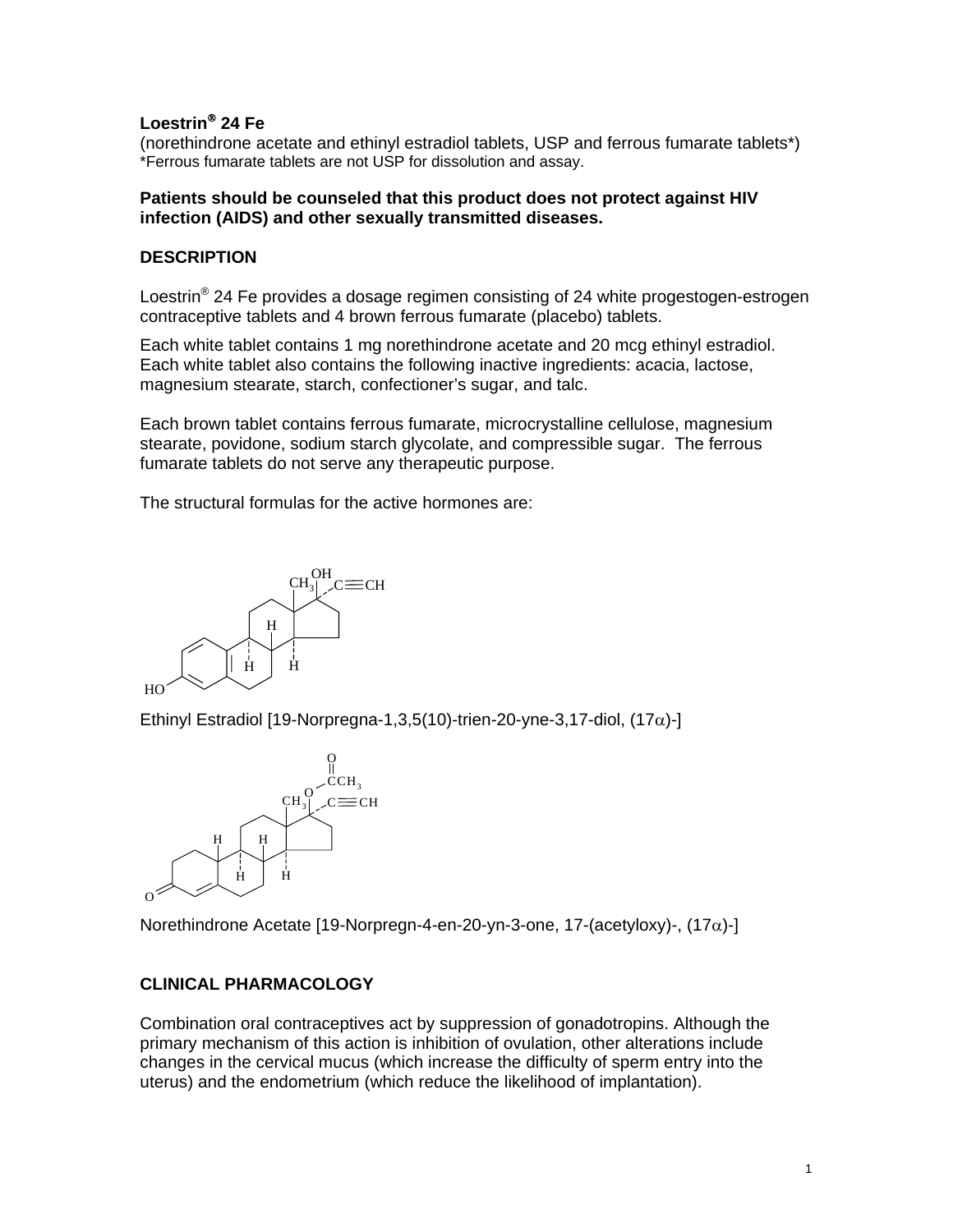**Loestrin® 24 Fe**

(norethindrone acetate and ethinyl estradiol tablets, USP and ferrous fumarate tablets*)
*Ferrous fumarate tablets are not USP for dissolution and assay.

**Patients should be counseled that this product does not protect against HIV infection (AIDS) and other sexually transmitted diseases.**

## DESCRIPTION

Loestrin® 24 Fe provides a dosage regimen consisting of 24 white progestogen-estrogen contraceptive tablets and 4 brown ferrous fumarate (placebo) tablets.

Each white tablet contains 1 mg norethindrone acetate and 20 mcg ethinyl estradiol. Each white tablet also contains the following inactive ingredients: acacia, lactose, magnesium stearate, starch, confectioner's sugar, and talc.

Each brown tablet contains ferrous fumarate, microcrystalline cellulose, magnesium stearate, povidone, sodium starch glycolate, and compressible sugar. The ferrous fumarate tablets do not serve any therapeutic purpose.

The structural formulas for the active hormones are:

Ethinyl Estradiol [19-Norpregna-1,3,5(10)-trien-20-yne-3,17-diol, (17α)-]

Norethindrone Acetate [19-Norpregn-4-en-20-yn-3-one, 17-(acetyloxy)-, (17α)-]

## CLINICAL PHARMACOLOGY

Combination oral contraceptives act by suppression of gonadotropins. Although the primary mechanism of this action is inhibition of ovulation, other alterations include changes in the cervical mucus (which increase the difficulty of sperm entry into the uterus) and the endometrium (which reduce the likelihood of implantation).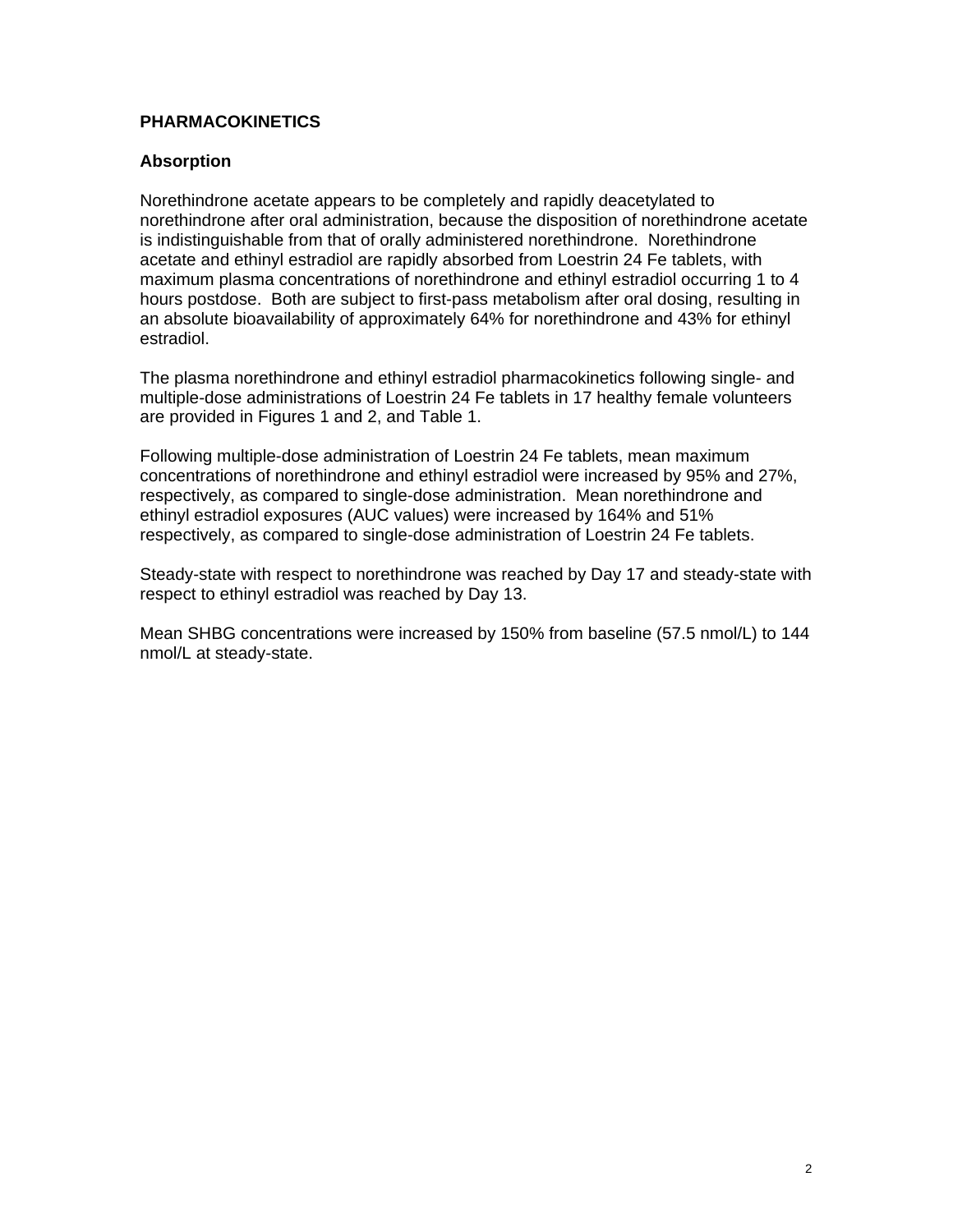# PHARMACOKINETICS

## Absorption

Norethindrone acetate appears to be completely and rapidly deacetylated to norethindrone after oral administration, because the disposition of norethindrone acetate is indistinguishable from that of orally administered norethindrone. Norethindrone acetate and ethinyl estradiol are rapidly absorbed from Loestrin 24 Fe tablets, with maximum plasma concentrations of norethindrone and ethinyl estradiol occurring 1 to 4 hours postdose. Both are subject to first-pass metabolism after oral dosing, resulting in an absolute bioavailability of approximately 64% for norethindrone and 43% for ethinyl estradiol.

The plasma norethindrone and ethinyl estradiol pharmacokinetics following single- and multiple-dose administrations of Loestrin 24 Fe tablets in 17 healthy female volunteers are provided in Figures 1 and 2, and Table 1.

Following multiple-dose administration of Loestrin 24 Fe tablets, mean maximum concentrations of norethindrone and ethinyl estradiol were increased by 95% and 27%, respectively, as compared to single-dose administration. Mean norethindrone and ethinyl estradiol exposures (AUC values) were increased by 164% and 51% respectively, as compared to single-dose administration of Loestrin 24 Fe tablets.

Steady-state with respect to norethindrone was reached by Day 17 and steady-state with respect to ethinyl estradiol was reached by Day 13.

Mean SHBG concentrations were increased by 150% from baseline (57.5 nmol/L) to 144 nmol/L at steady-state.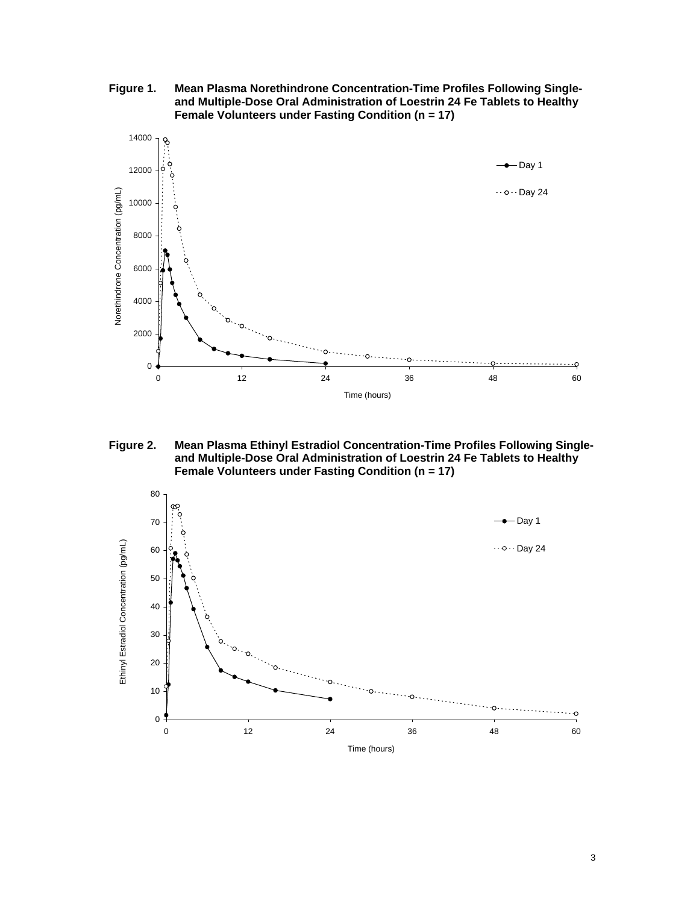**Figure 1. Mean Plasma Norethindrone Concentration-Time Profiles Following Single- and Multiple-Dose Oral Administration of Loestrin 24 Fe Tablets to Healthy Female Volunteers under Fasting Condition (n = 17)**

**Figure 2. Mean Plasma Ethinyl Estradiol Concentration-Time Profiles Following Single- and Multiple-Dose Oral Administration of Loestrin 24 Fe Tablets to Healthy Female Volunteers under Fasting Condition (n = 17)**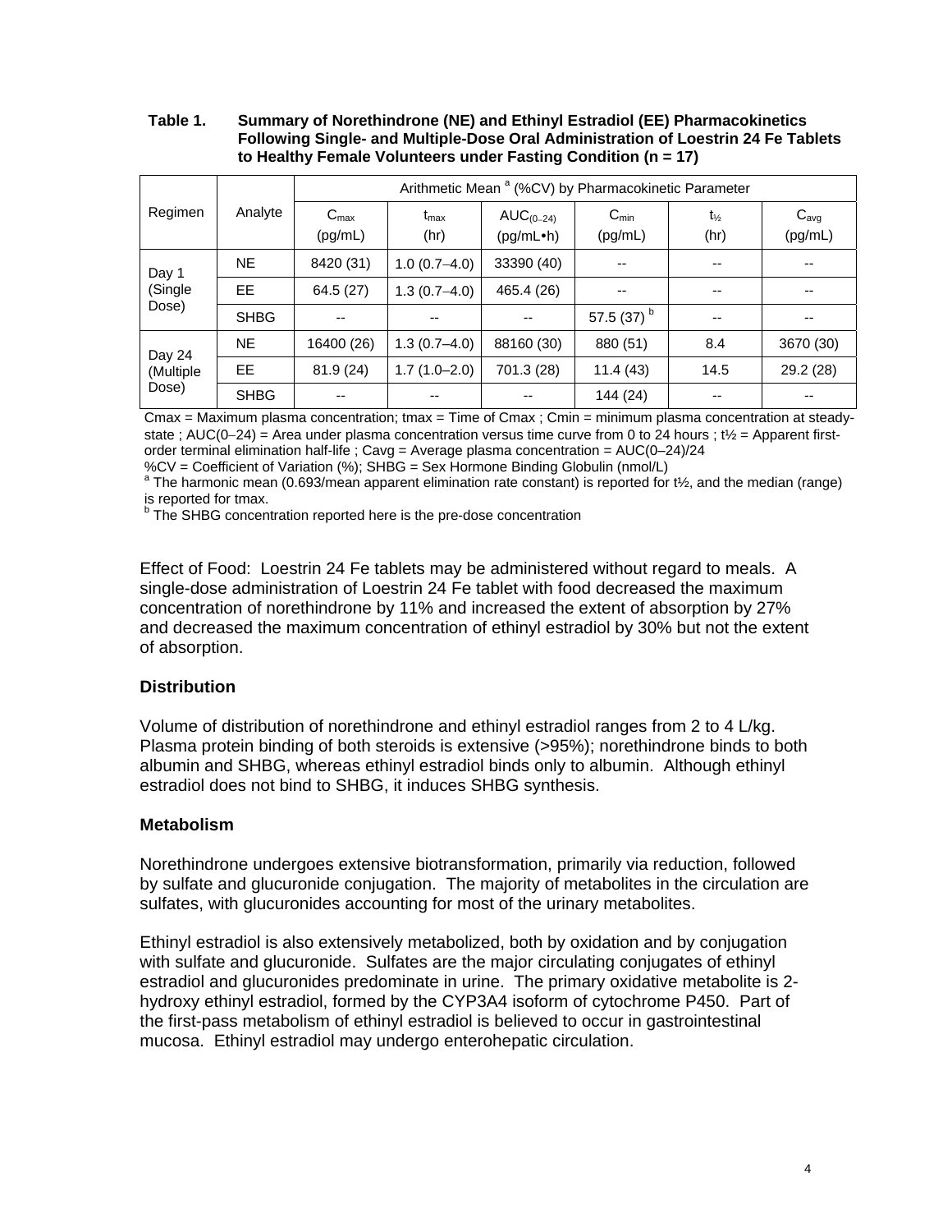**Table 1. Summary of Norethindrone (NE) and Ethinyl Estradiol (EE) Pharmacokinetics Following Single- and Multiple-Dose Oral Administration of Loestrin 24 Fe Tablets to Healthy Female Volunteers under Fasting Condition (n = 17)**

| Regimen | Analyte | Arithmetic Mean [a] (%CV) by Pharmacokinetic Parameter | | | | | |
|---|---|---|---|---|---|---|---|
| | | $C_{max}$ (pg/mL) | $t_{max}$ (hr) | $AUC_{(0–24)}$ (pg/mL•h) | $C_{min}$ (pg/mL) | $t_{½}$ (hr) | $C_{avg}$ (pg/mL) |
| Day 1 (Single Dose) | NE | 8420 (31) | 1.0 (0.7–4.0) | 33390 (40) | -- | -- | -- |
| | EE | 64.5 (27) | 1.3 (0.7–4.0) | 465.4 (26) | -- | -- | -- |
| | SHBG | -- | -- | -- | 57.5 (37) [b] | -- | -- |
| Day 24 (Multiple Dose) | NE | 16400 (26) | 1.3 (0.7–4.0) | 88160 (30) | 880 (51) | 8.4 | 3670 (30) |
| | EE | 81.9 (24) | 1.7 (1.0–2.0) | 701.3 (28) | 11.4 (43) | 14.5 | 29.2 (28) |
| | SHBG | -- | -- | -- | 144 (24) | -- | -- |

Cmax = Maximum plasma concentration; tmax = Time of Cmax ; Cmin = minimum plasma concentration at steady-state ; AUC(0–24) = Area under plasma concentration versus time curve from 0 to 24 hours ; t½ = Apparent first-order terminal elimination half-life ; Cavg = Average plasma concentration = AUC(0–24)/24

%CV = Coefficient of Variation (%); SHBG = Sex Hormone Binding Globulin (nmol/L)

[a] The harmonic mean (0.693/mean apparent elimination rate constant) is reported for t½, and the median (range) is reported for tmax.

[b] The SHBG concentration reported here is the pre-dose concentration

Effect of Food: Loestrin 24 Fe tablets may be administered without regard to meals. A single-dose administration of Loestrin 24 Fe tablet with food decreased the maximum concentration of norethindrone by 11% and increased the extent of absorption by 27% and decreased the maximum concentration of ethinyl estradiol by 30% but not the extent of absorption.

### Distribution

Volume of distribution of norethindrone and ethinyl estradiol ranges from 2 to 4 L/kg. Plasma protein binding of both steroids is extensive (>95%); norethindrone binds to both albumin and SHBG, whereas ethinyl estradiol binds only to albumin. Although ethinyl estradiol does not bind to SHBG, it induces SHBG synthesis.

### Metabolism

Norethindrone undergoes extensive biotransformation, primarily via reduction, followed by sulfate and glucuronide conjugation. The majority of metabolites in the circulation are sulfates, with glucuronides accounting for most of the urinary metabolites.

Ethinyl estradiol is also extensively metabolized, both by oxidation and by conjugation with sulfate and glucuronide. Sulfates are the major circulating conjugates of ethinyl estradiol and glucuronides predominate in urine. The primary oxidative metabolite is 2-hydroxy ethinyl estradiol, formed by the CYP3A4 isoform of cytochrome P450. Part of the first-pass metabolism of ethinyl estradiol is believed to occur in gastrointestinal mucosa. Ethinyl estradiol may undergo enterohepatic circulation.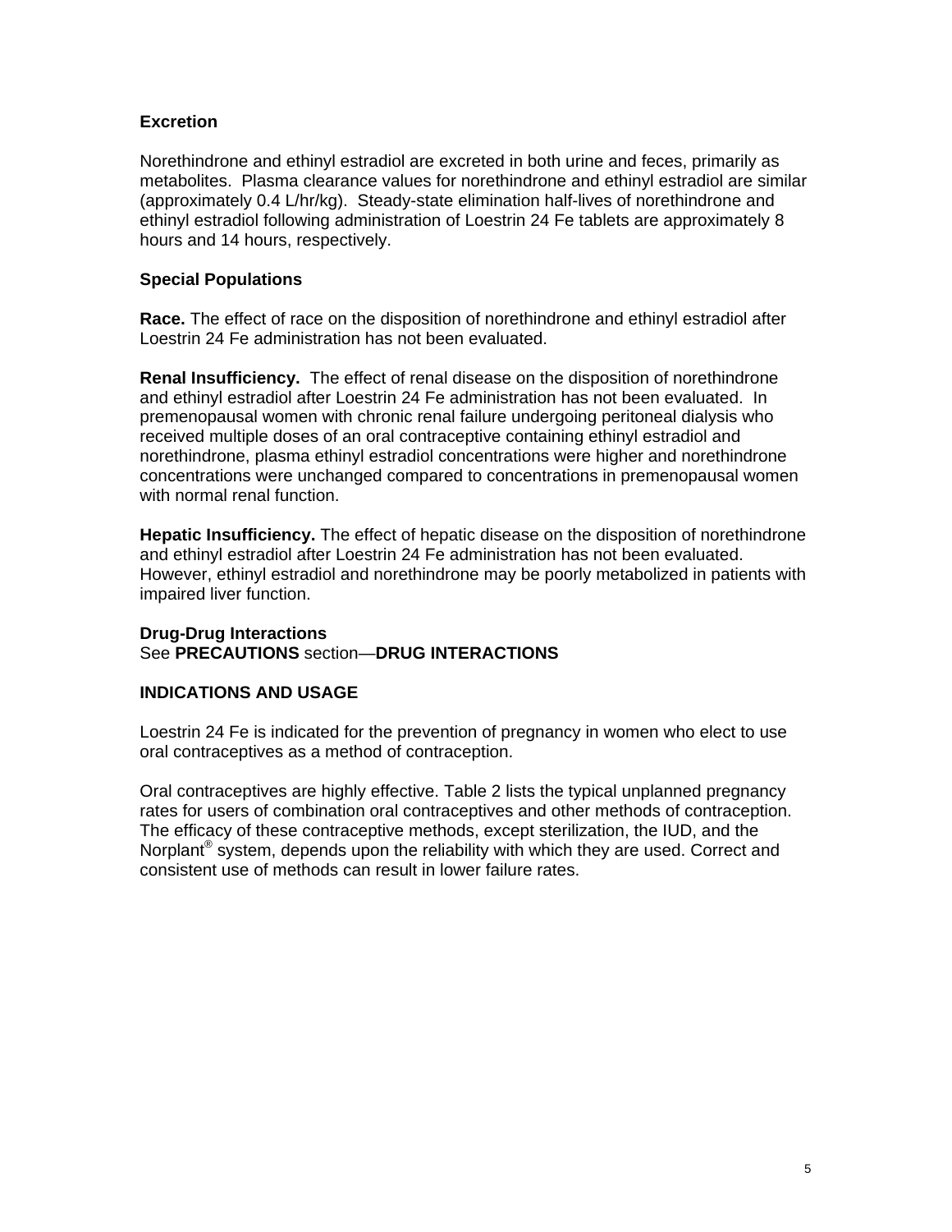### Excretion

Norethindrone and ethinyl estradiol are excreted in both urine and feces, primarily as metabolites. Plasma clearance values for norethindrone and ethinyl estradiol are similar (approximately 0.4 L/hr/kg). Steady-state elimination half-lives of norethindrone and ethinyl estradiol following administration of Loestrin 24 Fe tablets are approximately 8 hours and 14 hours, respectively.

### Special Populations

**Race.** The effect of race on the disposition of norethindrone and ethinyl estradiol after Loestrin 24 Fe administration has not been evaluated.

**Renal Insufficiency.** The effect of renal disease on the disposition of norethindrone and ethinyl estradiol after Loestrin 24 Fe administration has not been evaluated. In premenopausal women with chronic renal failure undergoing peritoneal dialysis who received multiple doses of an oral contraceptive containing ethinyl estradiol and norethindrone, plasma ethinyl estradiol concentrations were higher and norethindrone concentrations were unchanged compared to concentrations in premenopausal women with normal renal function.

**Hepatic Insufficiency.** The effect of hepatic disease on the disposition of norethindrone and ethinyl estradiol after Loestrin 24 Fe administration has not been evaluated. However, ethinyl estradiol and norethindrone may be poorly metabolized in patients with impaired liver function.

**Drug-Drug Interactions**
See **PRECAUTIONS** section—**DRUG INTERACTIONS**

## INDICATIONS AND USAGE

Loestrin 24 Fe is indicated for the prevention of pregnancy in women who elect to use oral contraceptives as a method of contraception.

Oral contraceptives are highly effective. Table 2 lists the typical unplanned pregnancy rates for users of combination oral contraceptives and other methods of contraception. The efficacy of these contraceptive methods, except sterilization, the IUD, and the Norplant® system, depends upon the reliability with which they are used. Correct and consistent use of methods can result in lower failure rates.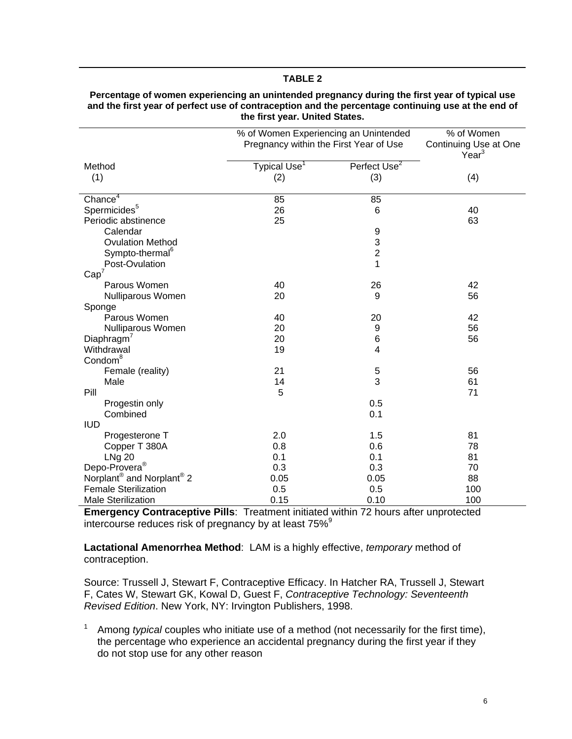**TABLE 2**

**Percentage of women experiencing an unintended pregnancy during the first year of typical use and the first year of perfect use of contraception and the percentage continuing use at the end of the first year. United States.**

| Method | % of Women Experiencing an Unintended Pregnancy within the First Year of Use | | % of Women Continuing Use at One Year[3] |
|---|---|---|---|
| | Typical Use[1] | Perfect Use[2] | |
| (1) | (2) | (3) | (4) |
| Chance[4] | 85 | 85 | |
| Spermicides[5] | 26 | 6 | 40 |
| Periodic abstinence | 25 | | 63 |
| Calendar | | 9 | |
| Ovulation Method | | 3 | |
| Sympto-thermal[6] | | 2 | |
| Post-Ovulation | | 1 | |
| Cap[7] | | | |
| Parous Women | 40 | 26 | 42 |
| Nulliparous Women | 20 | 9 | 56 |
| Sponge | | | |
| Parous Women | 40 | 20 | 42 |
| Nulliparous Women | 20 | 9 | 56 |
| Diaphragm[7] | 20 | 6 | 56 |
| Withdrawal | 19 | 4 | |
| Condom[8] | | | |
| Female (reality) | 21 | 5 | 56 |
| Male | 14 | 3 | 61 |
| Pill | 5 | | 71 |
| Progestin only | | 0.5 | |
| Combined | | 0.1 | |
| IUD | | | |
| Progesterone T | 2.0 | 1.5 | 81 |
| Copper T 380A | 0.8 | 0.6 | 78 |
| LNg 20 | 0.1 | 0.1 | 81 |
| Depo-Provera® | 0.3 | 0.3 | 70 |
| Norplant® and Norplant® 2 | 0.05 | 0.05 | 88 |
| Female Sterilization | 0.5 | 0.5 | 100 |
| Male Sterilization | 0.15 | 0.10 | 100 |

**Emergency Contraceptive Pills**: Treatment initiated within 72 hours after unprotected intercourse reduces risk of pregnancy by at least 75%[9]

**Lactational Amenorrhea Method**: LAM is a highly effective, *temporary* method of contraception.

Source: Trussell J, Stewart F, Contraceptive Efficacy. In Hatcher RA, Trussell J, Stewart F, Cates W, Stewart GK, Kowal D, Guest F, *Contraceptive Technology: Seventeenth Revised Edition*. New York, NY: Irvington Publishers, 1998.

[1] Among *typical* couples who initiate use of a method (not necessarily for the first time), the percentage who experience an accidental pregnancy during the first year if they do not stop use for any other reason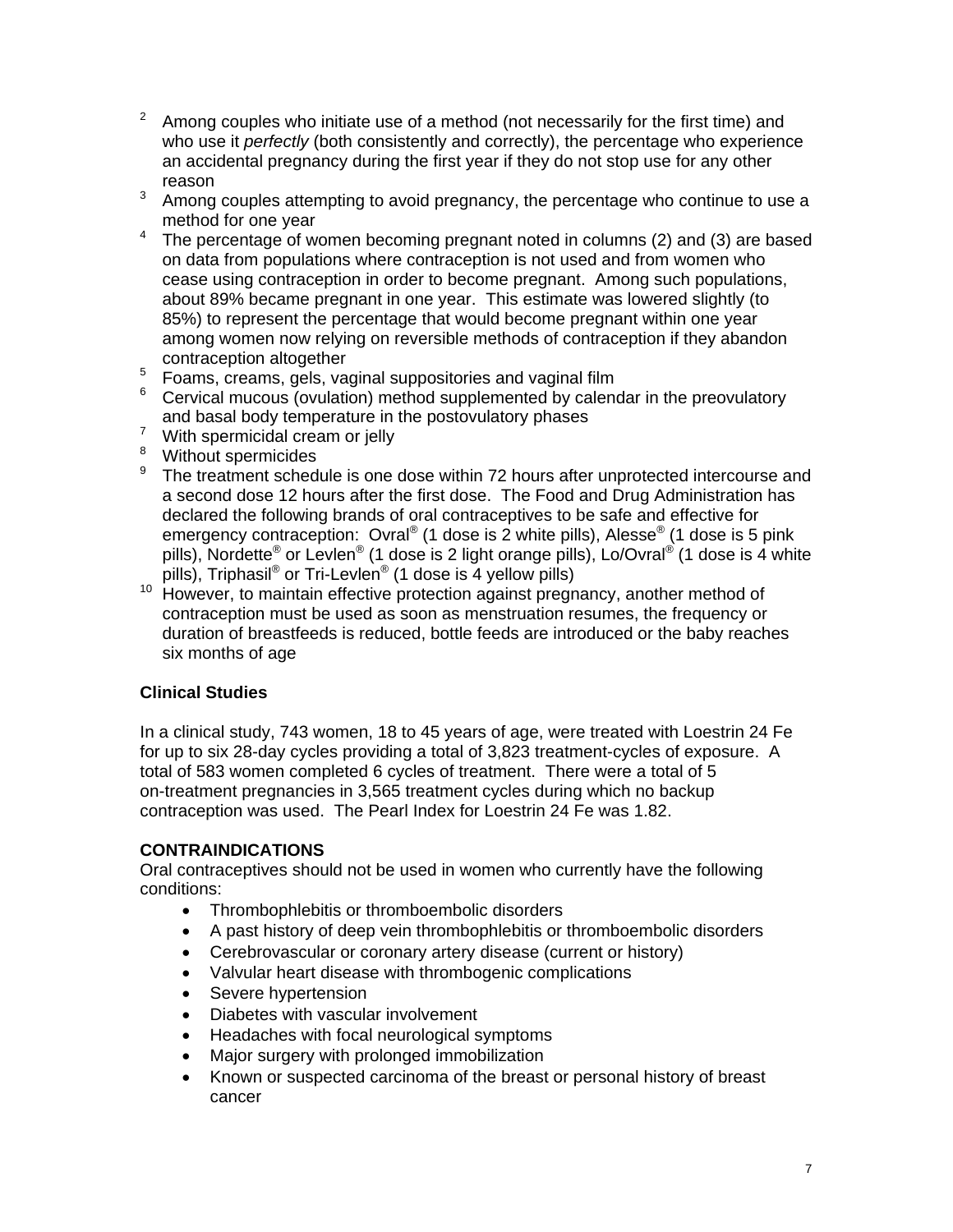[2] Among couples who initiate use of a method (not necessarily for the first time) and who use it *perfectly* (both consistently and correctly), the percentage who experience an accidental pregnancy during the first year if they do not stop use for any other reason

[3] Among couples attempting to avoid pregnancy, the percentage who continue to use a method for one year

[4] The percentage of women becoming pregnant noted in columns (2) and (3) are based on data from populations where contraception is not used and from women who cease using contraception in order to become pregnant. Among such populations, about 89% became pregnant in one year. This estimate was lowered slightly (to 85%) to represent the percentage that would become pregnant within one year among women now relying on reversible methods of contraception if they abandon contraception altogether

[5] Foams, creams, gels, vaginal suppositories and vaginal film

[6] Cervical mucous (ovulation) method supplemented by calendar in the preovulatory and basal body temperature in the postovulatory phases

[7] With spermicidal cream or jelly

[8] Without spermicides

[9] The treatment schedule is one dose within 72 hours after unprotected intercourse and a second dose 12 hours after the first dose. The Food and Drug Administration has declared the following brands of oral contraceptives to be safe and effective for emergency contraception: Ovral® (1 dose is 2 white pills), Alesse® (1 dose is 5 pink pills), Nordette® or Levlen® (1 dose is 2 light orange pills), Lo/Ovral® (1 dose is 4 white pills), Triphasil® or Tri-Levlen® (1 dose is 4 yellow pills)

[10] However, to maintain effective protection against pregnancy, another method of contraception must be used as soon as menstruation resumes, the frequency or duration of breastfeeds is reduced, bottle feeds are introduced or the baby reaches six months of age

**Clinical Studies**

In a clinical study, 743 women, 18 to 45 years of age, were treated with Loestrin 24 Fe for up to six 28-day cycles providing a total of 3,823 treatment-cycles of exposure. A total of 583 women completed 6 cycles of treatment. There were a total of 5 on-treatment pregnancies in 3,565 treatment cycles during which no backup contraception was used. The Pearl Index for Loestrin 24 Fe was 1.82.

## CONTRAINDICATIONS

Oral contraceptives should not be used in women who currently have the following conditions:

- Thrombophlebitis or thromboembolic disorders
- A past history of deep vein thrombophlebitis or thromboembolic disorders
- Cerebrovascular or coronary artery disease (current or history)
- Valvular heart disease with thrombogenic complications
- Severe hypertension
- Diabetes with vascular involvement
- Headaches with focal neurological symptoms
- Major surgery with prolonged immobilization
- Known or suspected carcinoma of the breast or personal history of breast cancer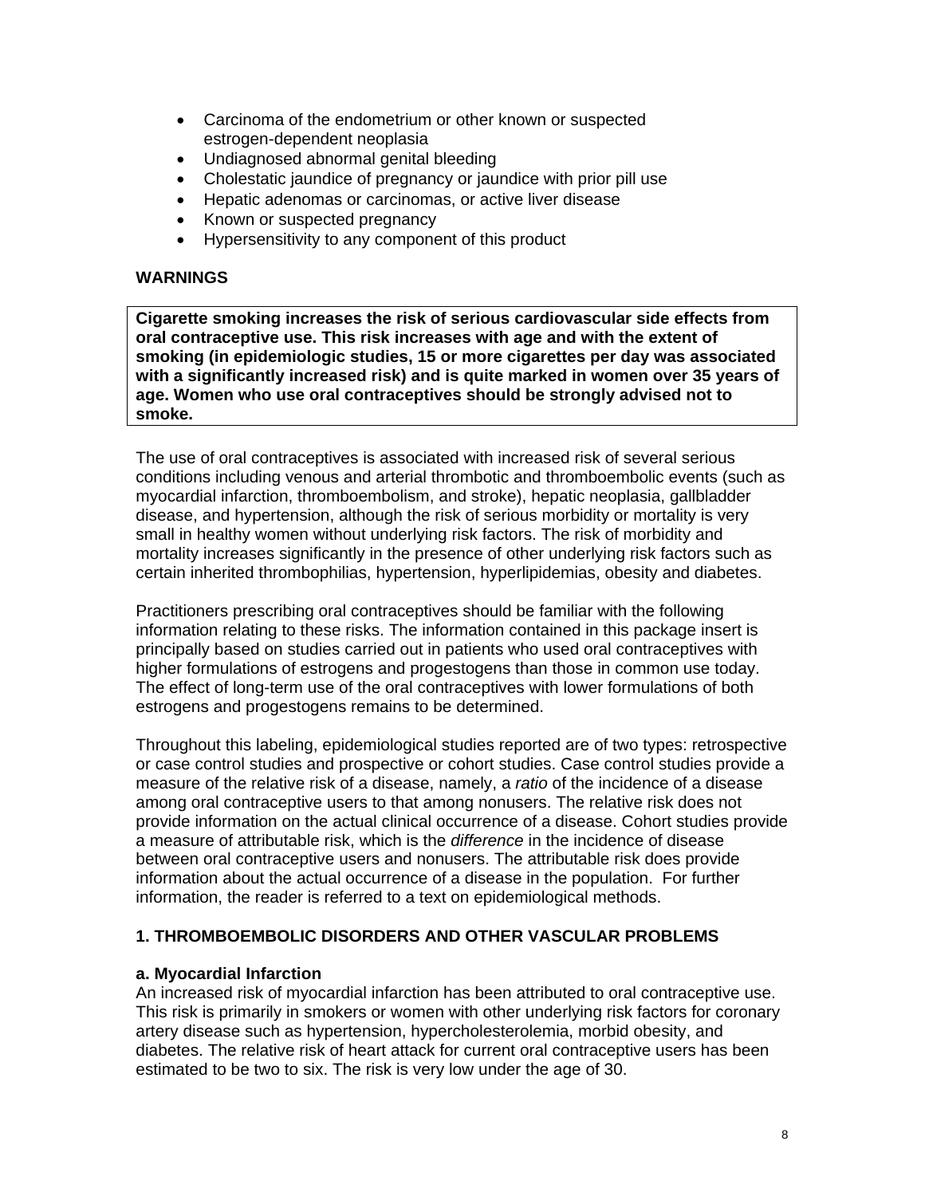- Carcinoma of the endometrium or other known or suspected estrogen-dependent neoplasia
- Undiagnosed abnormal genital bleeding
- Cholestatic jaundice of pregnancy or jaundice with prior pill use
- Hepatic adenomas or carcinomas, or active liver disease
- Known or suspected pregnancy
- Hypersensitivity to any component of this product

## WARNINGS

**Cigarette smoking increases the risk of serious cardiovascular side effects from oral contraceptive use. This risk increases with age and with the extent of smoking (in epidemiologic studies, 15 or more cigarettes per day was associated with a significantly increased risk) and is quite marked in women over 35 years of age. Women who use oral contraceptives should be strongly advised not to smoke.**

The use of oral contraceptives is associated with increased risk of several serious conditions including venous and arterial thrombotic and thromboembolic events (such as myocardial infarction, thromboembolism, and stroke), hepatic neoplasia, gallbladder disease, and hypertension, although the risk of serious morbidity or mortality is very small in healthy women without underlying risk factors. The risk of morbidity and mortality increases significantly in the presence of other underlying risk factors such as certain inherited thrombophilias, hypertension, hyperlipidemias, obesity and diabetes.

Practitioners prescribing oral contraceptives should be familiar with the following information relating to these risks. The information contained in this package insert is principally based on studies carried out in patients who used oral contraceptives with higher formulations of estrogens and progestogens than those in common use today. The effect of long-term use of the oral contraceptives with lower formulations of both estrogens and progestogens remains to be determined.

Throughout this labeling, epidemiological studies reported are of two types: retrospective or case control studies and prospective or cohort studies. Case control studies provide a measure of the relative risk of a disease, namely, a *ratio* of the incidence of a disease among oral contraceptive users to that among nonusers. The relative risk does not provide information on the actual clinical occurrence of a disease. Cohort studies provide a measure of attributable risk, which is the *difference* in the incidence of disease between oral contraceptive users and nonusers. The attributable risk does provide information about the actual occurrence of a disease in the population. For further information, the reader is referred to a text on epidemiological methods.

### 1. THROMBOEMBOLIC DISORDERS AND OTHER VASCULAR PROBLEMS

#### a. Myocardial Infarction

An increased risk of myocardial infarction has been attributed to oral contraceptive use. This risk is primarily in smokers or women with other underlying risk factors for coronary artery disease such as hypertension, hypercholesterolemia, morbid obesity, and diabetes. The relative risk of heart attack for current oral contraceptive users has been estimated to be two to six. The risk is very low under the age of 30.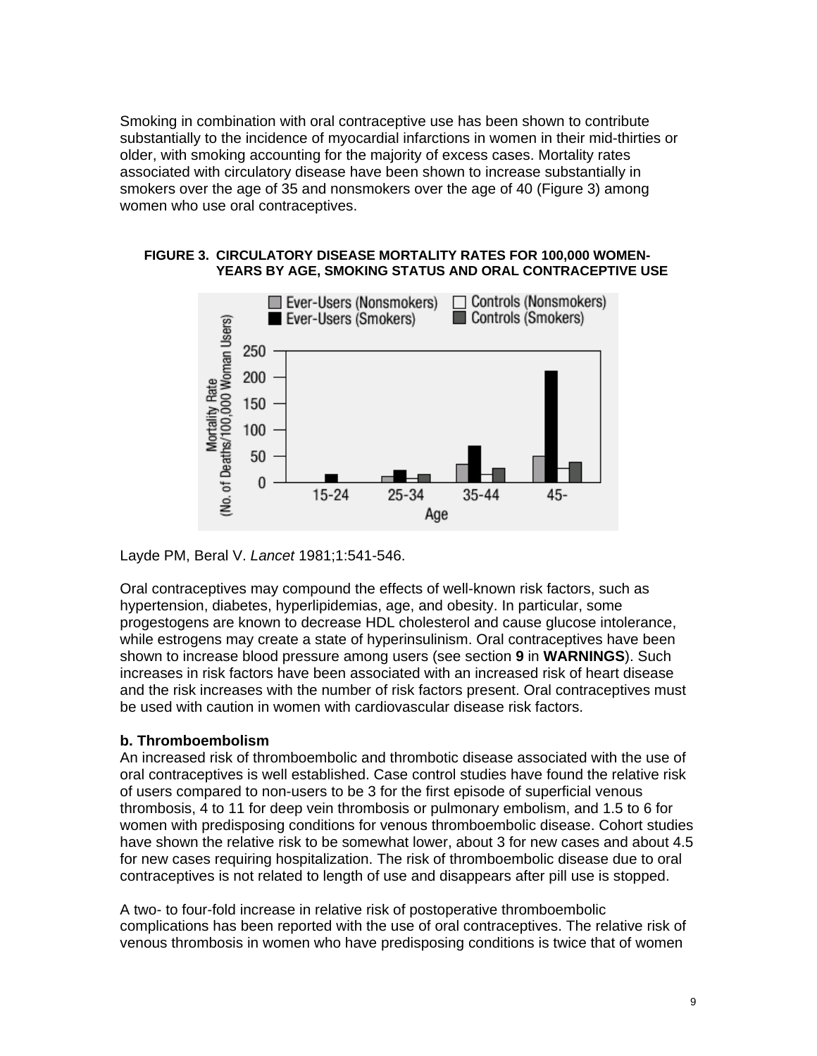Smoking in combination with oral contraceptive use has been shown to contribute substantially to the incidence of myocardial infarctions in women in their mid-thirties or older, with smoking accounting for the majority of excess cases. Mortality rates associated with circulatory disease have been shown to increase substantially in smokers over the age of 35 and nonsmokers over the age of 40 (Figure 3) among women who use oral contraceptives.

**FIGURE 3. CIRCULATORY DISEASE MORTALITY RATES FOR 100,000 WOMEN-YEARS BY AGE, SMOKING STATUS AND ORAL CONTRACEPTIVE USE**

Layde PM, Beral V. *Lancet* 1981;1:541-546.

Oral contraceptives may compound the effects of well-known risk factors, such as hypertension, diabetes, hyperlipidemias, age, and obesity. In particular, some progestogens are known to decrease HDL cholesterol and cause glucose intolerance, while estrogens may create a state of hyperinsulinism. Oral contraceptives have been shown to increase blood pressure among users (see section **9** in **WARNINGS**). Such increases in risk factors have been associated with an increased risk of heart disease and the risk increases with the number of risk factors present. Oral contraceptives must be used with caution in women with cardiovascular disease risk factors.

**b. Thromboembolism**

An increased risk of thromboembolic and thrombotic disease associated with the use of oral contraceptives is well established. Case control studies have found the relative risk of users compared to non-users to be 3 for the first episode of superficial venous thrombosis, 4 to 11 for deep vein thrombosis or pulmonary embolism, and 1.5 to 6 for women with predisposing conditions for venous thromboembolic disease. Cohort studies have shown the relative risk to be somewhat lower, about 3 for new cases and about 4.5 for new cases requiring hospitalization. The risk of thromboembolic disease due to oral contraceptives is not related to length of use and disappears after pill use is stopped.

A two- to four-fold increase in relative risk of postoperative thromboembolic complications has been reported with the use of oral contraceptives. The relative risk of venous thrombosis in women who have predisposing conditions is twice that of women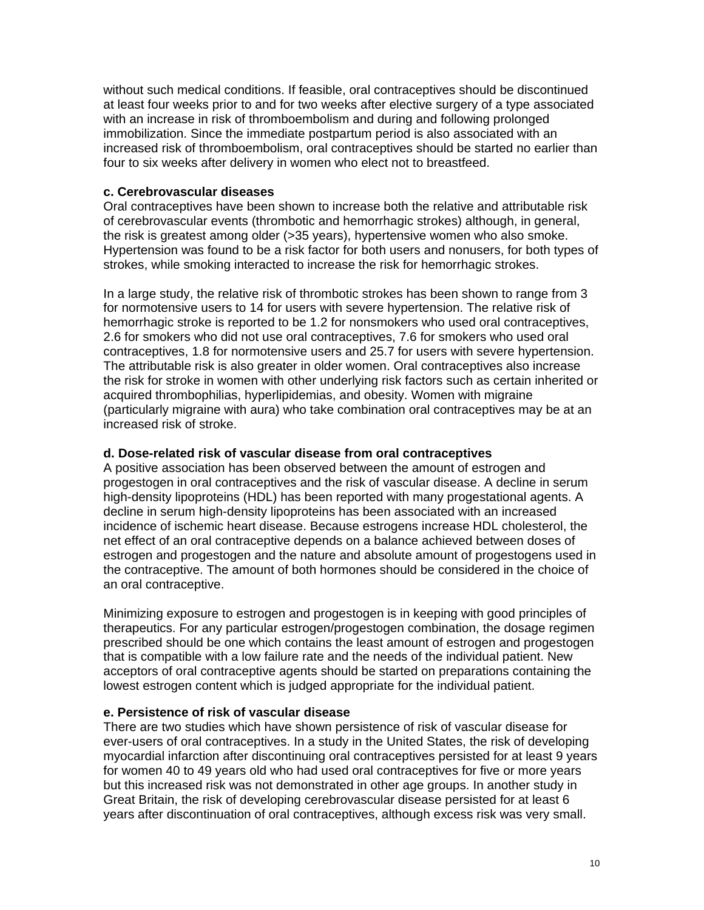without such medical conditions. If feasible, oral contraceptives should be discontinued at least four weeks prior to and for two weeks after elective surgery of a type associated with an increase in risk of thromboembolism and during and following prolonged immobilization. Since the immediate postpartum period is also associated with an increased risk of thromboembolism, oral contraceptives should be started no earlier than four to six weeks after delivery in women who elect not to breastfeed.

**c. Cerebrovascular diseases**

Oral contraceptives have been shown to increase both the relative and attributable risk of cerebrovascular events (thrombotic and hemorrhagic strokes) although, in general, the risk is greatest among older (>35 years), hypertensive women who also smoke. Hypertension was found to be a risk factor for both users and nonusers, for both types of strokes, while smoking interacted to increase the risk for hemorrhagic strokes.

In a large study, the relative risk of thrombotic strokes has been shown to range from 3 for normotensive users to 14 for users with severe hypertension. The relative risk of hemorrhagic stroke is reported to be 1.2 for nonsmokers who used oral contraceptives, 2.6 for smokers who did not use oral contraceptives, 7.6 for smokers who used oral contraceptives, 1.8 for normotensive users and 25.7 for users with severe hypertension. The attributable risk is also greater in older women. Oral contraceptives also increase the risk for stroke in women with other underlying risk factors such as certain inherited or acquired thrombophilias, hyperlipidemias, and obesity. Women with migraine (particularly migraine with aura) who take combination oral contraceptives may be at an increased risk of stroke.

**d. Dose-related risk of vascular disease from oral contraceptives**

A positive association has been observed between the amount of estrogen and progestogen in oral contraceptives and the risk of vascular disease. A decline in serum high-density lipoproteins (HDL) has been reported with many progestational agents. A decline in serum high-density lipoproteins has been associated with an increased incidence of ischemic heart disease. Because estrogens increase HDL cholesterol, the net effect of an oral contraceptive depends on a balance achieved between doses of estrogen and progestogen and the nature and absolute amount of progestogens used in the contraceptive. The amount of both hormones should be considered in the choice of an oral contraceptive.

Minimizing exposure to estrogen and progestogen is in keeping with good principles of therapeutics. For any particular estrogen/progestogen combination, the dosage regimen prescribed should be one which contains the least amount of estrogen and progestogen that is compatible with a low failure rate and the needs of the individual patient. New acceptors of oral contraceptive agents should be started on preparations containing the lowest estrogen content which is judged appropriate for the individual patient.

**e. Persistence of risk of vascular disease**

There are two studies which have shown persistence of risk of vascular disease for ever-users of oral contraceptives. In a study in the United States, the risk of developing myocardial infarction after discontinuing oral contraceptives persisted for at least 9 years for women 40 to 49 years old who had used oral contraceptives for five or more years but this increased risk was not demonstrated in other age groups. In another study in Great Britain, the risk of developing cerebrovascular disease persisted for at least 6 years after discontinuation of oral contraceptives, although excess risk was very small.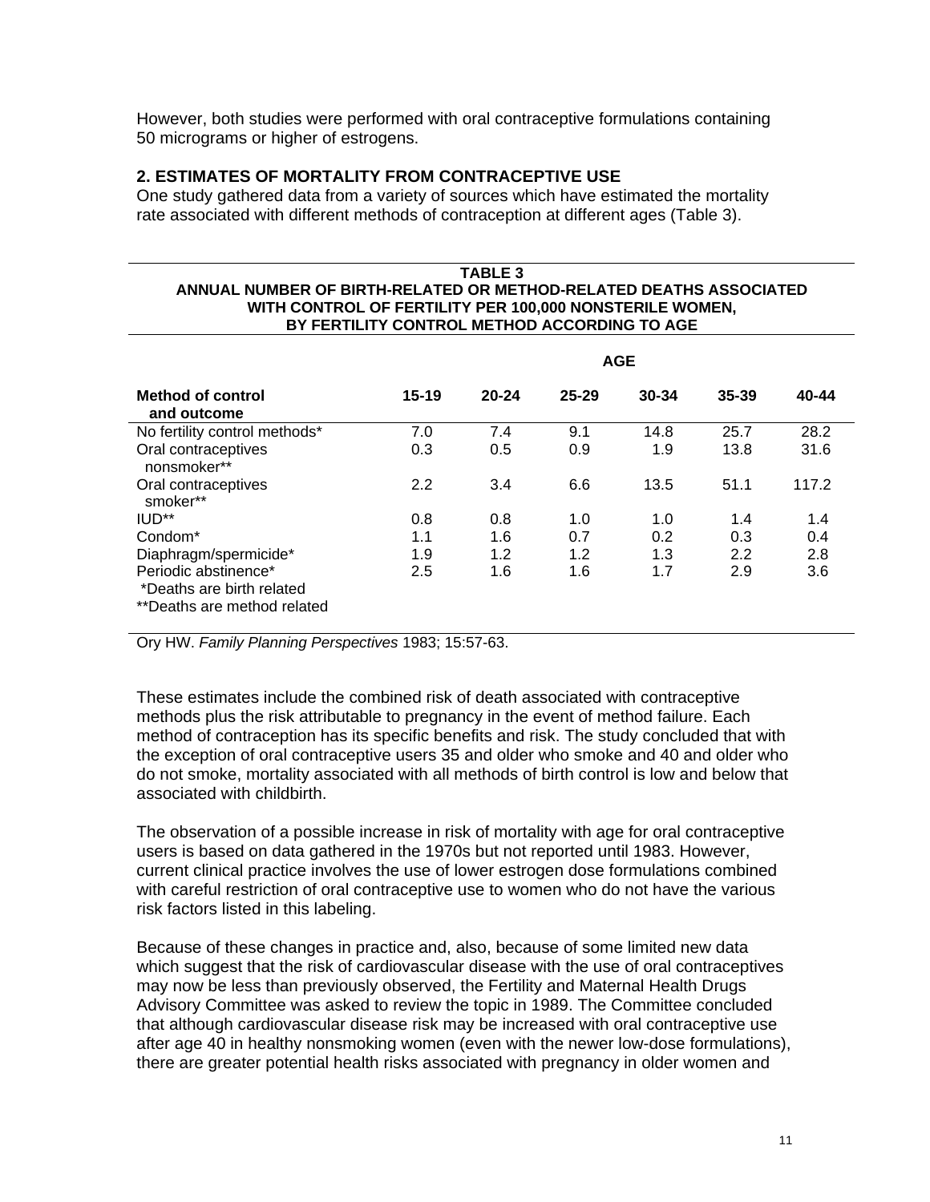However, both studies were performed with oral contraceptive formulations containing 50 micrograms or higher of estrogens.

### 2. ESTIMATES OF MORTALITY FROM CONTRACEPTIVE USE

One study gathered data from a variety of sources which have estimated the mortality rate associated with different methods of contraception at different ages (Table 3).

**TABLE 3**
**ANNUAL NUMBER OF BIRTH-RELATED OR METHOD-RELATED DEATHS ASSOCIATED WITH CONTROL OF FERTILITY PER 100,000 NONSTERILE WOMEN, BY FERTILITY CONTROL METHOD ACCORDING TO AGE**

| | AGE | | | | | |
|---|---|---|---|---|---|---|
| **Method of control and outcome** | **15-19** | **20-24** | **25-29** | **30-34** | **35-39** | **40-44** |
| No fertility control methods* | 7.0 | 7.4 | 9.1 | 14.8 | 25.7 | 28.2 |
| Oral contraceptives nonsmoker** | 0.3 | 0.5 | 0.9 | 1.9 | 13.8 | 31.6 |
| Oral contraceptives smoker** | 2.2 | 3.4 | 6.6 | 13.5 | 51.1 | 117.2 |
| IUD** | 0.8 | 0.8 | 1.0 | 1.0 | 1.4 | 1.4 |
| Condom* | 1.1 | 1.6 | 0.7 | 0.2 | 0.3 | 0.4 |
| Diaphragm/spermicide* | 1.9 | 1.2 | 1.2 | 1.3 | 2.2 | 2.8 |
| Periodic abstinence* | 2.5 | 1.6 | 1.6 | 1.7 | 2.9 | 3.6 |

*Deaths are birth related
**Deaths are method related

Ory HW. *Family Planning Perspectives* 1983; 15:57-63.

These estimates include the combined risk of death associated with contraceptive methods plus the risk attributable to pregnancy in the event of method failure. Each method of contraception has its specific benefits and risk. The study concluded that with the exception of oral contraceptive users 35 and older who smoke and 40 and older who do not smoke, mortality associated with all methods of birth control is low and below that associated with childbirth.

The observation of a possible increase in risk of mortality with age for oral contraceptive users is based on data gathered in the 1970s but not reported until 1983. However, current clinical practice involves the use of lower estrogen dose formulations combined with careful restriction of oral contraceptive use to women who do not have the various risk factors listed in this labeling.

Because of these changes in practice and, also, because of some limited new data which suggest that the risk of cardiovascular disease with the use of oral contraceptives may now be less than previously observed, the Fertility and Maternal Health Drugs Advisory Committee was asked to review the topic in 1989. The Committee concluded that although cardiovascular disease risk may be increased with oral contraceptive use after age 40 in healthy nonsmoking women (even with the newer low-dose formulations), there are greater potential health risks associated with pregnancy in older women and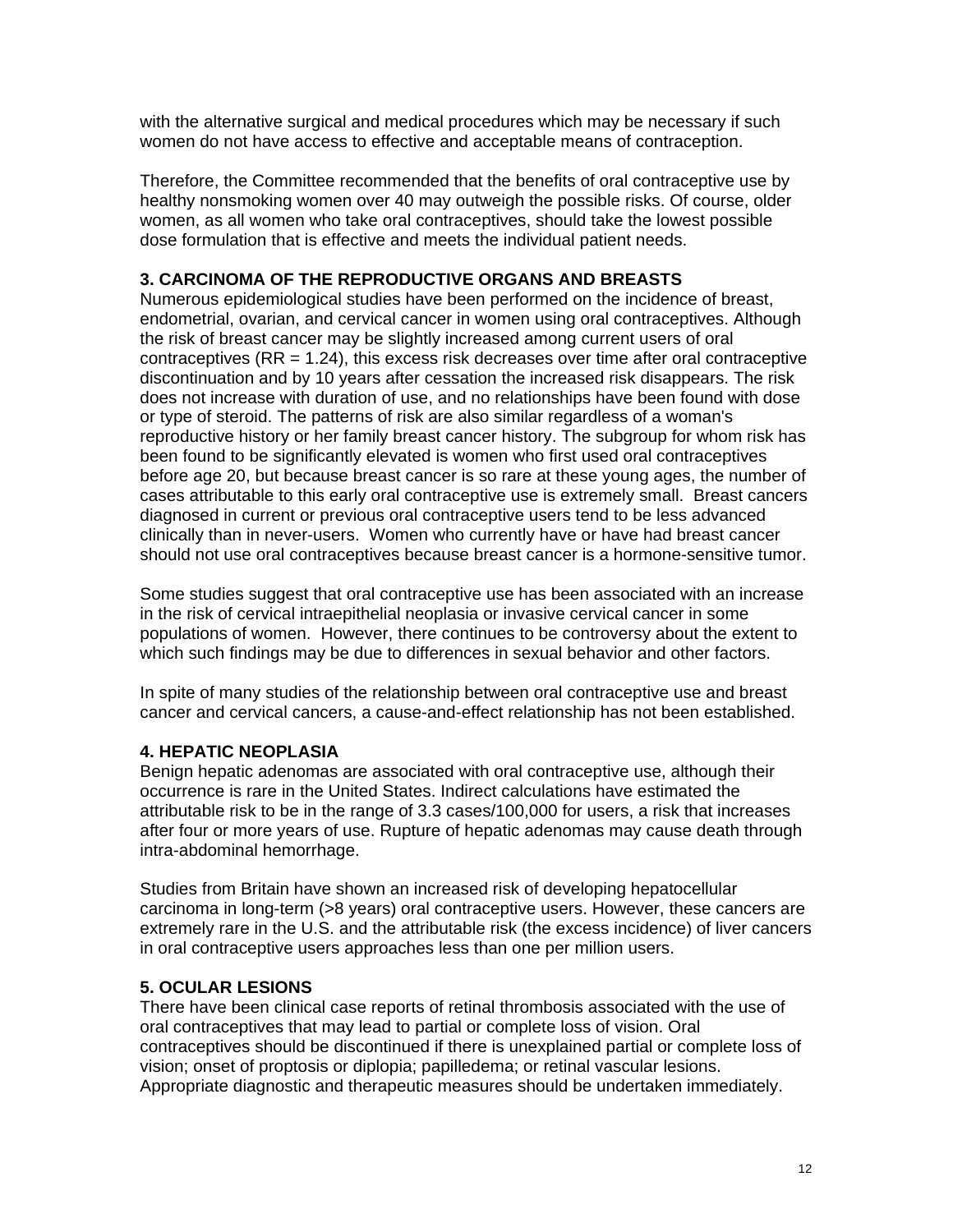with the alternative surgical and medical procedures which may be necessary if such women do not have access to effective and acceptable means of contraception.

Therefore, the Committee recommended that the benefits of oral contraceptive use by healthy nonsmoking women over 40 may outweigh the possible risks. Of course, older women, as all women who take oral contraceptives, should take the lowest possible dose formulation that is effective and meets the individual patient needs.

### 3. CARCINOMA OF THE REPRODUCTIVE ORGANS AND BREASTS

Numerous epidemiological studies have been performed on the incidence of breast, endometrial, ovarian, and cervical cancer in women using oral contraceptives. Although the risk of breast cancer may be slightly increased among current users of oral contraceptives (RR = 1.24), this excess risk decreases over time after oral contraceptive discontinuation and by 10 years after cessation the increased risk disappears. The risk does not increase with duration of use, and no relationships have been found with dose or type of steroid. The patterns of risk are also similar regardless of a woman's reproductive history or her family breast cancer history. The subgroup for whom risk has been found to be significantly elevated is women who first used oral contraceptives before age 20, but because breast cancer is so rare at these young ages, the number of cases attributable to this early oral contraceptive use is extremely small. Breast cancers diagnosed in current or previous oral contraceptive users tend to be less advanced clinically than in never-users. Women who currently have or have had breast cancer should not use oral contraceptives because breast cancer is a hormone-sensitive tumor.

Some studies suggest that oral contraceptive use has been associated with an increase in the risk of cervical intraepithelial neoplasia or invasive cervical cancer in some populations of women. However, there continues to be controversy about the extent to which such findings may be due to differences in sexual behavior and other factors.

In spite of many studies of the relationship between oral contraceptive use and breast cancer and cervical cancers, a cause-and-effect relationship has not been established.

### 4. HEPATIC NEOPLASIA

Benign hepatic adenomas are associated with oral contraceptive use, although their occurrence is rare in the United States. Indirect calculations have estimated the attributable risk to be in the range of 3.3 cases/100,000 for users, a risk that increases after four or more years of use. Rupture of hepatic adenomas may cause death through intra-abdominal hemorrhage.

Studies from Britain have shown an increased risk of developing hepatocellular carcinoma in long-term (>8 years) oral contraceptive users. However, these cancers are extremely rare in the U.S. and the attributable risk (the excess incidence) of liver cancers in oral contraceptive users approaches less than one per million users.

### 5. OCULAR LESIONS

There have been clinical case reports of retinal thrombosis associated with the use of oral contraceptives that may lead to partial or complete loss of vision. Oral contraceptives should be discontinued if there is unexplained partial or complete loss of vision; onset of proptosis or diplopia; papilledema; or retinal vascular lesions. Appropriate diagnostic and therapeutic measures should be undertaken immediately.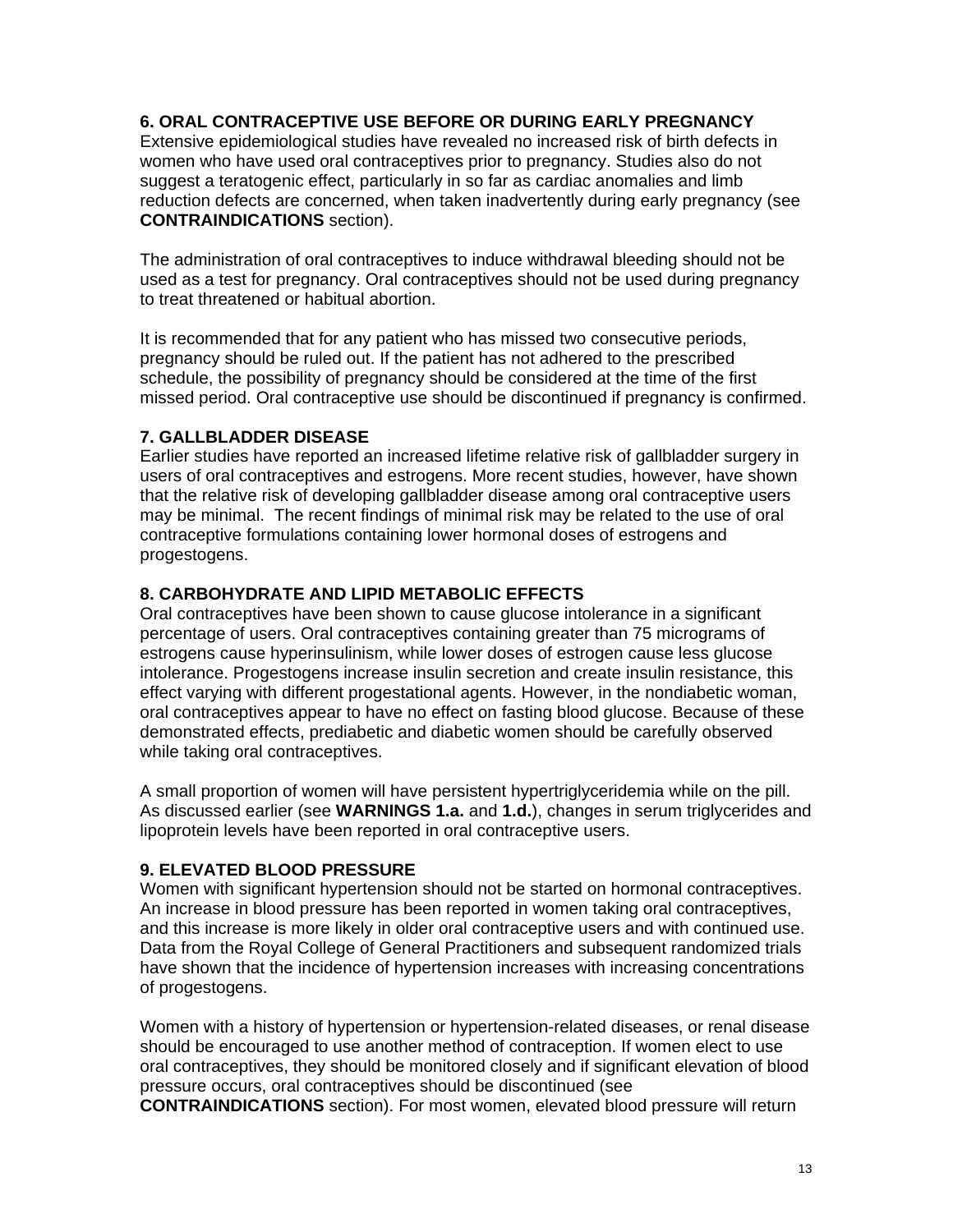**6. ORAL CONTRACEPTIVE USE BEFORE OR DURING EARLY PREGNANCY**
Extensive epidemiological studies have revealed no increased risk of birth defects in women who have used oral contraceptives prior to pregnancy. Studies also do not suggest a teratogenic effect, particularly in so far as cardiac anomalies and limb reduction defects are concerned, when taken inadvertently during early pregnancy (see **CONTRAINDICATIONS** section).

The administration of oral contraceptives to induce withdrawal bleeding should not be used as a test for pregnancy. Oral contraceptives should not be used during pregnancy to treat threatened or habitual abortion.

It is recommended that for any patient who has missed two consecutive periods, pregnancy should be ruled out. If the patient has not adhered to the prescribed schedule, the possibility of pregnancy should be considered at the time of the first missed period. Oral contraceptive use should be discontinued if pregnancy is confirmed.

**7. GALLBLADDER DISEASE**
Earlier studies have reported an increased lifetime relative risk of gallbladder surgery in users of oral contraceptives and estrogens. More recent studies, however, have shown that the relative risk of developing gallbladder disease among oral contraceptive users may be minimal. The recent findings of minimal risk may be related to the use of oral contraceptive formulations containing lower hormonal doses of estrogens and progestogens.

**8. CARBOHYDRATE AND LIPID METABOLIC EFFECTS**
Oral contraceptives have been shown to cause glucose intolerance in a significant percentage of users. Oral contraceptives containing greater than 75 micrograms of estrogens cause hyperinsulinism, while lower doses of estrogen cause less glucose intolerance. Progestogens increase insulin secretion and create insulin resistance, this effect varying with different progestational agents. However, in the nondiabetic woman, oral contraceptives appear to have no effect on fasting blood glucose. Because of these demonstrated effects, prediabetic and diabetic women should be carefully observed while taking oral contraceptives.

A small proportion of women will have persistent hypertriglyceridemia while on the pill. As discussed earlier (see **WARNINGS 1.a.** and **1.d.**), changes in serum triglycerides and lipoprotein levels have been reported in oral contraceptive users.

**9. ELEVATED BLOOD PRESSURE**
Women with significant hypertension should not be started on hormonal contraceptives. An increase in blood pressure has been reported in women taking oral contraceptives, and this increase is more likely in older oral contraceptive users and with continued use. Data from the Royal College of General Practitioners and subsequent randomized trials have shown that the incidence of hypertension increases with increasing concentrations of progestogens.

Women with a history of hypertension or hypertension-related diseases, or renal disease should be encouraged to use another method of contraception. If women elect to use oral contraceptives, they should be monitored closely and if significant elevation of blood pressure occurs, oral contraceptives should be discontinued (see **CONTRAINDICATIONS** section). For most women, elevated blood pressure will return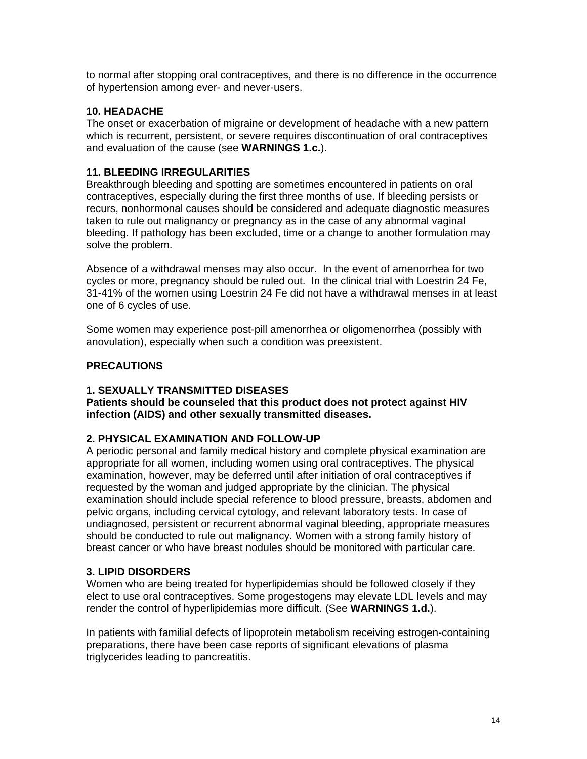to normal after stopping oral contraceptives, and there is no difference in the occurrence of hypertension among ever- and never-users.

### 10. HEADACHE

The onset or exacerbation of migraine or development of headache with a new pattern which is recurrent, persistent, or severe requires discontinuation of oral contraceptives and evaluation of the cause (see **WARNINGS 1.c.**).

### 11. BLEEDING IRREGULARITIES

Breakthrough bleeding and spotting are sometimes encountered in patients on oral contraceptives, especially during the first three months of use. If bleeding persists or recurs, nonhormonal causes should be considered and adequate diagnostic measures taken to rule out malignancy or pregnancy as in the case of any abnormal vaginal bleeding. If pathology has been excluded, time or a change to another formulation may solve the problem.

Absence of a withdrawal menses may also occur. In the event of amenorrhea for two cycles or more, pregnancy should be ruled out. In the clinical trial with Loestrin 24 Fe, 31-41% of the women using Loestrin 24 Fe did not have a withdrawal menses in at least one of 6 cycles of use.

Some women may experience post-pill amenorrhea or oligomenorrhea (possibly with anovulation), especially when such a condition was preexistent.

## PRECAUTIONS

### 1. SEXUALLY TRANSMITTED DISEASES

**Patients should be counseled that this product does not protect against HIV infection (AIDS) and other sexually transmitted diseases.**

### 2. PHYSICAL EXAMINATION AND FOLLOW-UP

A periodic personal and family medical history and complete physical examination are appropriate for all women, including women using oral contraceptives. The physical examination, however, may be deferred until after initiation of oral contraceptives if requested by the woman and judged appropriate by the clinician. The physical examination should include special reference to blood pressure, breasts, abdomen and pelvic organs, including cervical cytology, and relevant laboratory tests. In case of undiagnosed, persistent or recurrent abnormal vaginal bleeding, appropriate measures should be conducted to rule out malignancy. Women with a strong family history of breast cancer or who have breast nodules should be monitored with particular care.

### 3. LIPID DISORDERS

Women who are being treated for hyperlipidemias should be followed closely if they elect to use oral contraceptives. Some progestogens may elevate LDL levels and may render the control of hyperlipidemias more difficult. (See **WARNINGS 1.d.**).

In patients with familial defects of lipoprotein metabolism receiving estrogen-containing preparations, there have been case reports of significant elevations of plasma triglycerides leading to pancreatitis.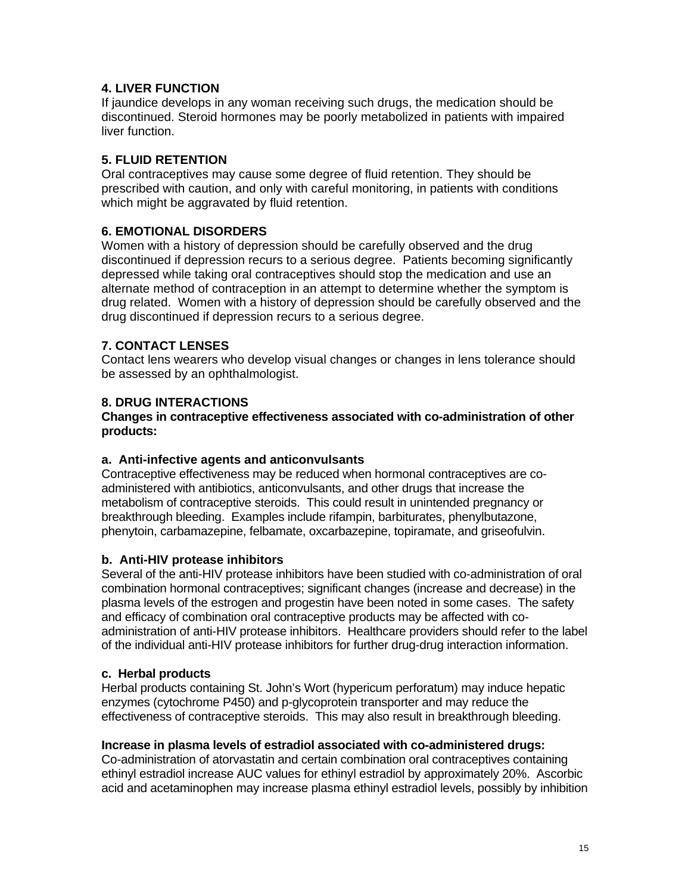**4. LIVER FUNCTION**
If jaundice develops in any woman receiving such drugs, the medication should be discontinued. Steroid hormones may be poorly metabolized in patients with impaired liver function.

**5. FLUID RETENTION**
Oral contraceptives may cause some degree of fluid retention. They should be prescribed with caution, and only with careful monitoring, in patients with conditions which might be aggravated by fluid retention.

**6. EMOTIONAL DISORDERS**
Women with a history of depression should be carefully observed and the drug discontinued if depression recurs to a serious degree. Patients becoming significantly depressed while taking oral contraceptives should stop the medication and use an alternate method of contraception in an attempt to determine whether the symptom is drug related. Women with a history of depression should be carefully observed and the drug discontinued if depression recurs to a serious degree.

**7. CONTACT LENSES**
Contact lens wearers who develop visual changes or changes in lens tolerance should be assessed by an ophthalmologist.

**8. DRUG INTERACTIONS**
**Changes in contraceptive effectiveness associated with co-administration of other products:**

**a. Anti-infective agents and anticonvulsants**
Contraceptive effectiveness may be reduced when hormonal contraceptives are co-administered with antibiotics, anticonvulsants, and other drugs that increase the metabolism of contraceptive steroids. This could result in unintended pregnancy or breakthrough bleeding. Examples include rifampin, barbiturates, phenylbutazone, phenytoin, carbamazepine, felbamate, oxcarbazepine, topiramate, and griseofulvin.

**b. Anti-HIV protease inhibitors**
Several of the anti-HIV protease inhibitors have been studied with co-administration of oral combination hormonal contraceptives; significant changes (increase and decrease) in the plasma levels of the estrogen and progestin have been noted in some cases. The safety and efficacy of combination oral contraceptive products may be affected with co-administration of anti-HIV protease inhibitors. Healthcare providers should refer to the label of the individual anti-HIV protease inhibitors for further drug-drug interaction information.

**c. Herbal products**
Herbal products containing St. John's Wort (hypericum perforatum) may induce hepatic enzymes (cytochrome P450) and p-glycoprotein transporter and may reduce the effectiveness of contraceptive steroids. This may also result in breakthrough bleeding.

**Increase in plasma levels of estradiol associated with co-administered drugs:**
Co-administration of atorvastatin and certain combination oral contraceptives containing ethinyl estradiol increase AUC values for ethinyl estradiol by approximately 20%. Ascorbic acid and acetaminophen may increase plasma ethinyl estradiol levels, possibly by inhibition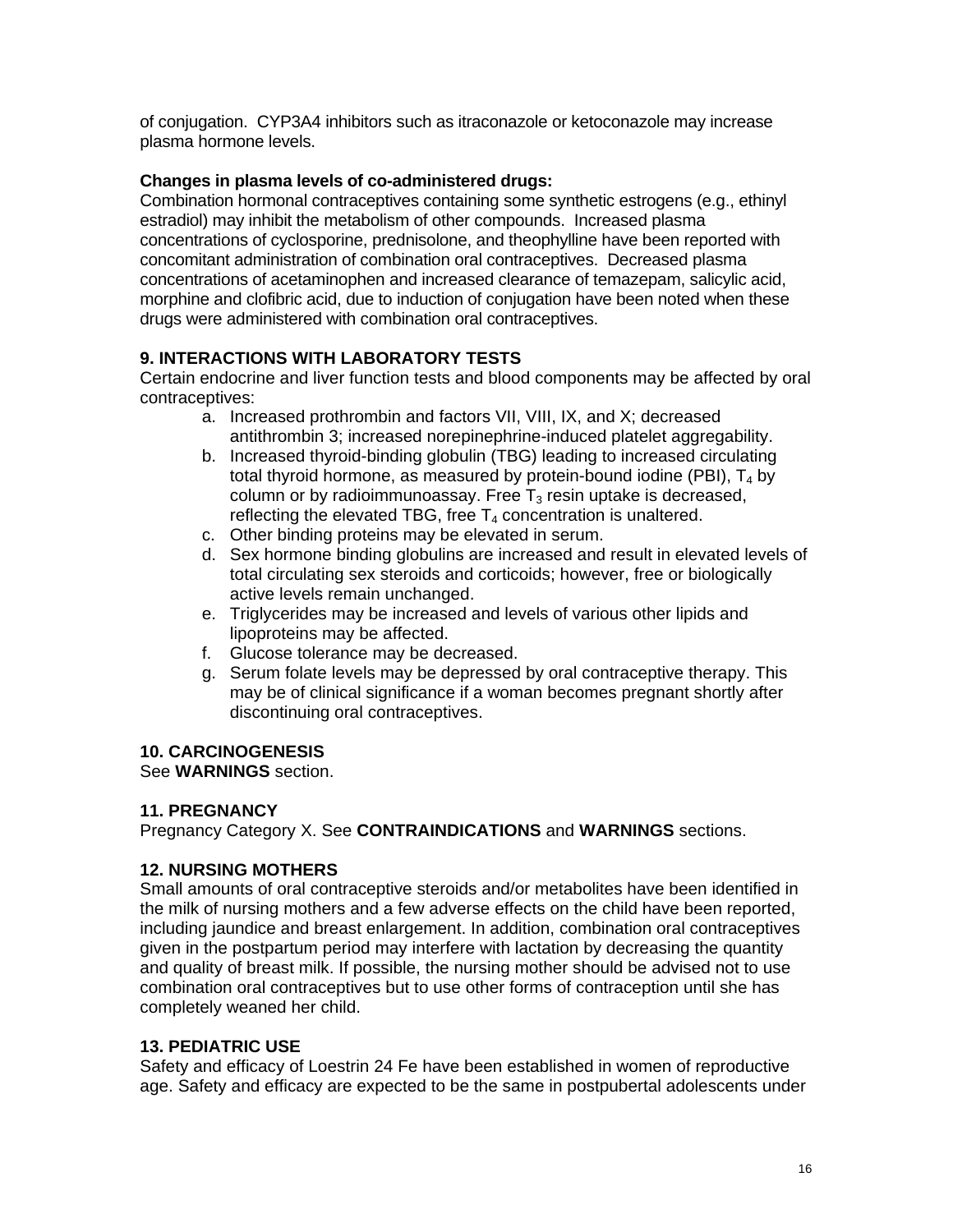of conjugation. CYP3A4 inhibitors such as itraconazole or ketoconazole may increase plasma hormone levels.

**Changes in plasma levels of co-administered drugs:**

Combination hormonal contraceptives containing some synthetic estrogens (e.g., ethinyl estradiol) may inhibit the metabolism of other compounds. Increased plasma concentrations of cyclosporine, prednisolone, and theophylline have been reported with concomitant administration of combination oral contraceptives. Decreased plasma concentrations of acetaminophen and increased clearance of temazepam, salicylic acid, morphine and clofibric acid, due to induction of conjugation have been noted when these drugs were administered with combination oral contraceptives.

### 9. INTERACTIONS WITH LABORATORY TESTS

Certain endocrine and liver function tests and blood components may be affected by oral contraceptives:

a. Increased prothrombin and factors VII, VIII, IX, and X; decreased antithrombin 3; increased norepinephrine-induced platelet aggregability.
b. Increased thyroid-binding globulin (TBG) leading to increased circulating total thyroid hormone, as measured by protein-bound iodine (PBI), $T_4$ by column or by radioimmunoassay. Free $T_3$ resin uptake is decreased, reflecting the elevated TBG, free $T_4$ concentration is unaltered.
c. Other binding proteins may be elevated in serum.
d. Sex hormone binding globulins are increased and result in elevated levels of total circulating sex steroids and corticoids; however, free or biologically active levels remain unchanged.
e. Triglycerides may be increased and levels of various other lipids and lipoproteins may be affected.
f. Glucose tolerance may be decreased.
g. Serum folate levels may be depressed by oral contraceptive therapy. This may be of clinical significance if a woman becomes pregnant shortly after discontinuing oral contraceptives.

### 10. CARCINOGENESIS

See **WARNINGS** section.

### 11. PREGNANCY

Pregnancy Category X. See **CONTRAINDICATIONS** and **WARNINGS** sections.

### 12. NURSING MOTHERS

Small amounts of oral contraceptive steroids and/or metabolites have been identified in the milk of nursing mothers and a few adverse effects on the child have been reported, including jaundice and breast enlargement. In addition, combination oral contraceptives given in the postpartum period may interfere with lactation by decreasing the quantity and quality of breast milk. If possible, the nursing mother should be advised not to use combination oral contraceptives but to use other forms of contraception until she has completely weaned her child.

### 13. PEDIATRIC USE

Safety and efficacy of Loestrin 24 Fe have been established in women of reproductive age. Safety and efficacy are expected to be the same in postpubertal adolescents under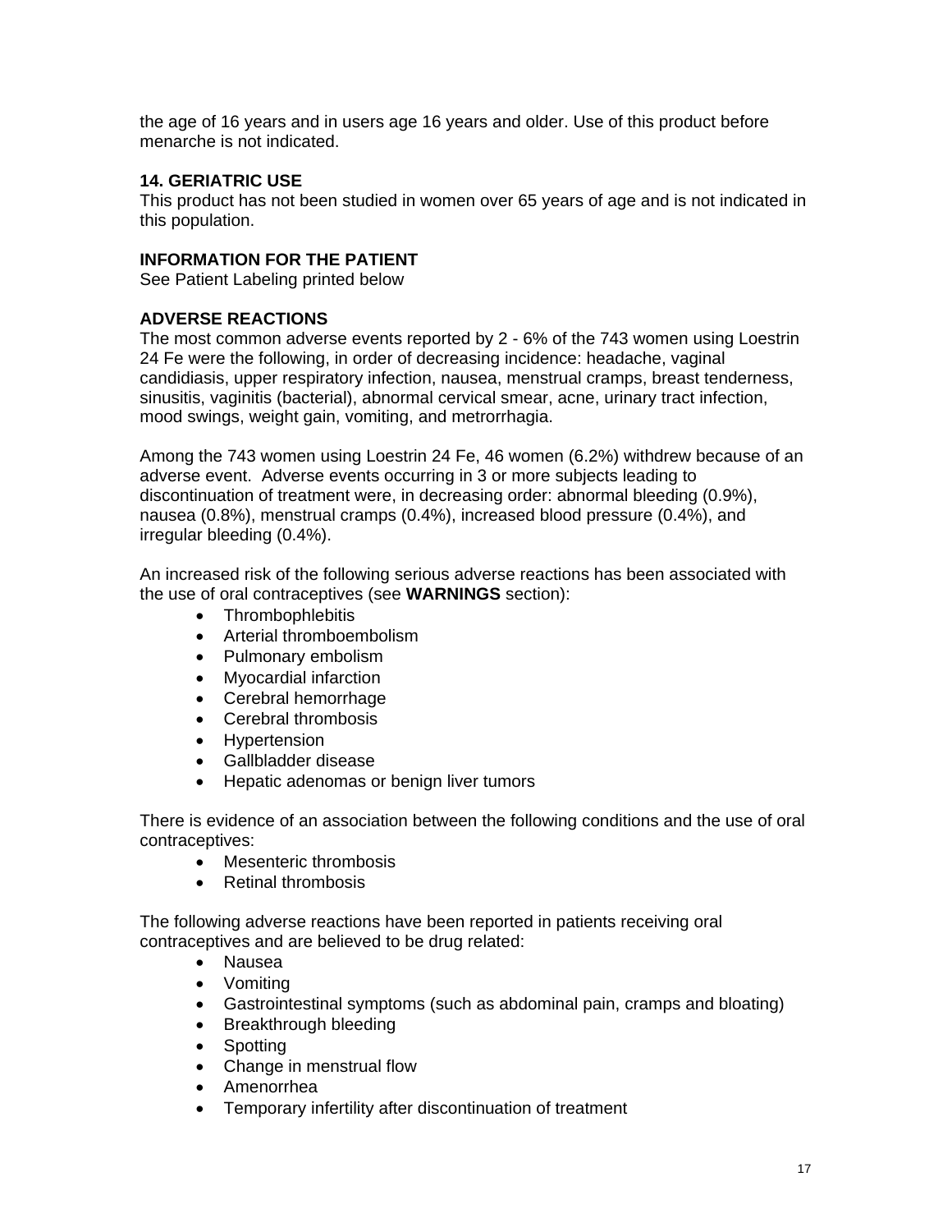the age of 16 years and in users age 16 years and older. Use of this product before menarche is not indicated.

**14. GERIATRIC USE**

This product has not been studied in women over 65 years of age and is not indicated in this population.

## INFORMATION FOR THE PATIENT

See Patient Labeling printed below

## ADVERSE REACTIONS

The most common adverse events reported by 2 - 6% of the 743 women using Loestrin 24 Fe were the following, in order of decreasing incidence: headache, vaginal candidiasis, upper respiratory infection, nausea, menstrual cramps, breast tenderness, sinusitis, vaginitis (bacterial), abnormal cervical smear, acne, urinary tract infection, mood swings, weight gain, vomiting, and metrorrhagia.

Among the 743 women using Loestrin 24 Fe, 46 women (6.2%) withdrew because of an adverse event. Adverse events occurring in 3 or more subjects leading to discontinuation of treatment were, in decreasing order: abnormal bleeding (0.9%), nausea (0.8%), menstrual cramps (0.4%), increased blood pressure (0.4%), and irregular bleeding (0.4%).

An increased risk of the following serious adverse reactions has been associated with the use of oral contraceptives (see **WARNINGS** section):

- Thrombophlebitis
- Arterial thromboembolism
- Pulmonary embolism
- Myocardial infarction
- Cerebral hemorrhage
- Cerebral thrombosis
- Hypertension
- Gallbladder disease
- Hepatic adenomas or benign liver tumors

There is evidence of an association between the following conditions and the use of oral contraceptives:

- Mesenteric thrombosis
- Retinal thrombosis

The following adverse reactions have been reported in patients receiving oral contraceptives and are believed to be drug related:

- Nausea
- Vomiting
- Gastrointestinal symptoms (such as abdominal pain, cramps and bloating)
- Breakthrough bleeding
- Spotting
- Change in menstrual flow
- Amenorrhea
- Temporary infertility after discontinuation of treatment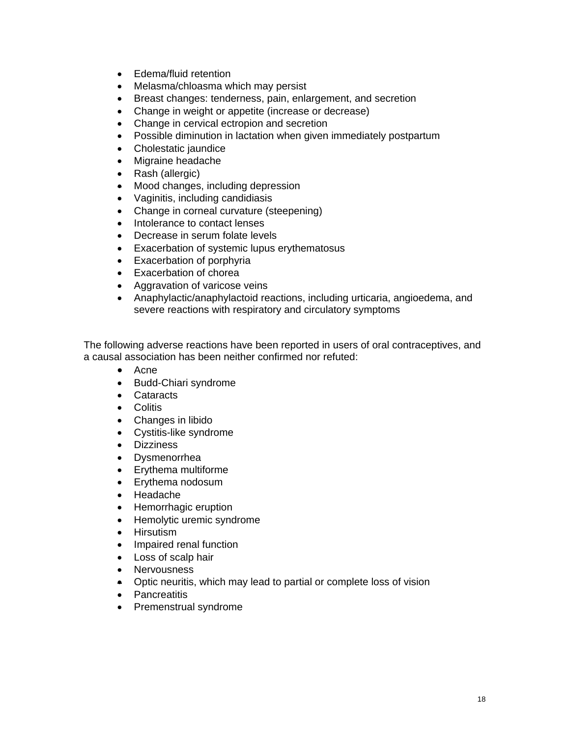- Edema/fluid retention
- Melasma/chloasma which may persist
- Breast changes: tenderness, pain, enlargement, and secretion
- Change in weight or appetite (increase or decrease)
- Change in cervical ectropion and secretion
- Possible diminution in lactation when given immediately postpartum
- Cholestatic jaundice
- Migraine headache
- Rash (allergic)
- Mood changes, including depression
- Vaginitis, including candidiasis
- Change in corneal curvature (steepening)
- Intolerance to contact lenses
- Decrease in serum folate levels
- Exacerbation of systemic lupus erythematosus
- Exacerbation of porphyria
- Exacerbation of chorea
- Aggravation of varicose veins
- Anaphylactic/anaphylactoid reactions, including urticaria, angioedema, and severe reactions with respiratory and circulatory symptoms

The following adverse reactions have been reported in users of oral contraceptives, and a causal association has been neither confirmed nor refuted:

- Acne
- Budd-Chiari syndrome
- Cataracts
- Colitis
- Changes in libido
- Cystitis-like syndrome
- Dizziness
- Dysmenorrhea
- Erythema multiforme
- Erythema nodosum
- Headache
- Hemorrhagic eruption
- Hemolytic uremic syndrome
- Hirsutism
- Impaired renal function
- Loss of scalp hair
- Nervousness
- Optic neuritis, which may lead to partial or complete loss of vision
- Pancreatitis
- Premenstrual syndrome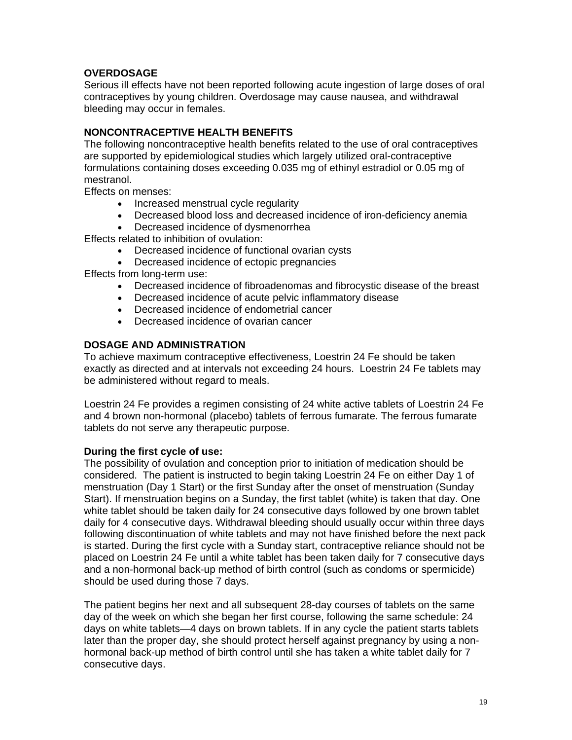## OVERDOSAGE

Serious ill effects have not been reported following acute ingestion of large doses of oral contraceptives by young children. Overdosage may cause nausea, and withdrawal bleeding may occur in females.

## NONCONTRACEPTIVE HEALTH BENEFITS

The following noncontraceptive health benefits related to the use of oral contraceptives are supported by epidemiological studies which largely utilized oral-contraceptive formulations containing doses exceeding 0.035 mg of ethinyl estradiol or 0.05 mg of mestranol.

Effects on menses:

- Increased menstrual cycle regularity
- Decreased blood loss and decreased incidence of iron-deficiency anemia
- Decreased incidence of dysmenorrhea

Effects related to inhibition of ovulation:

- Decreased incidence of functional ovarian cysts
- Decreased incidence of ectopic pregnancies

Effects from long-term use:

- Decreased incidence of fibroadenomas and fibrocystic disease of the breast
- Decreased incidence of acute pelvic inflammatory disease
- Decreased incidence of endometrial cancer
- Decreased incidence of ovarian cancer

## DOSAGE AND ADMINISTRATION

To achieve maximum contraceptive effectiveness, Loestrin 24 Fe should be taken exactly as directed and at intervals not exceeding 24 hours. Loestrin 24 Fe tablets may be administered without regard to meals.

Loestrin 24 Fe provides a regimen consisting of 24 white active tablets of Loestrin 24 Fe and 4 brown non-hormonal (placebo) tablets of ferrous fumarate. The ferrous fumarate tablets do not serve any therapeutic purpose.

**During the first cycle of use:**

The possibility of ovulation and conception prior to initiation of medication should be considered. The patient is instructed to begin taking Loestrin 24 Fe on either Day 1 of menstruation (Day 1 Start) or the first Sunday after the onset of menstruation (Sunday Start). If menstruation begins on a Sunday, the first tablet (white) is taken that day. One white tablet should be taken daily for 24 consecutive days followed by one brown tablet daily for 4 consecutive days. Withdrawal bleeding should usually occur within three days following discontinuation of white tablets and may not have finished before the next pack is started. During the first cycle with a Sunday start, contraceptive reliance should not be placed on Loestrin 24 Fe until a white tablet has been taken daily for 7 consecutive days and a non-hormonal back-up method of birth control (such as condoms or spermicide) should be used during those 7 days.

The patient begins her next and all subsequent 28-day courses of tablets on the same day of the week on which she began her first course, following the same schedule: 24 days on white tablets—4 days on brown tablets. If in any cycle the patient starts tablets later than the proper day, she should protect herself against pregnancy by using a non-hormonal back-up method of birth control until she has taken a white tablet daily for 7 consecutive days.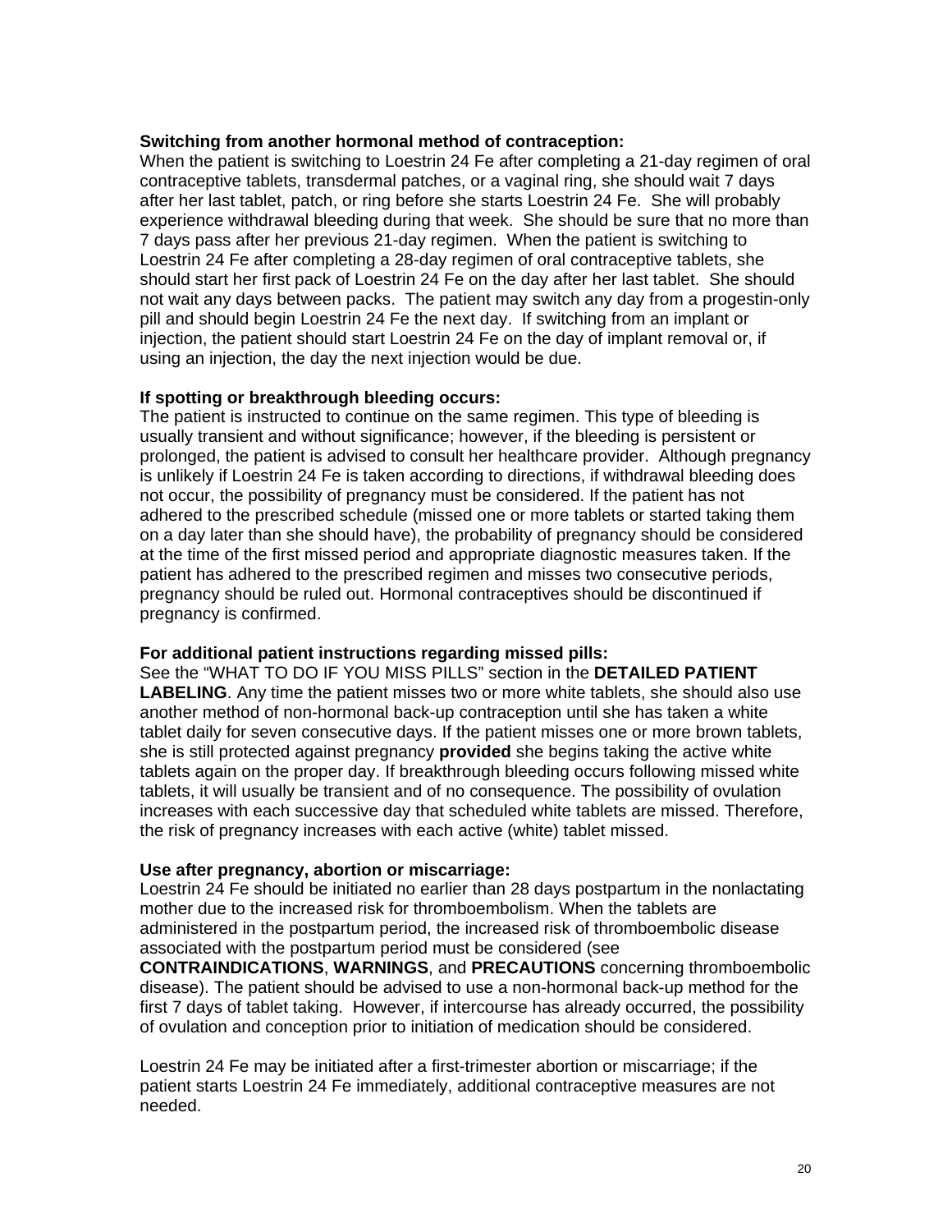**Switching from another hormonal method of contraception:**
When the patient is switching to Loestrin 24 Fe after completing a 21-day regimen of oral contraceptive tablets, transdermal patches, or a vaginal ring, she should wait 7 days after her last tablet, patch, or ring before she starts Loestrin 24 Fe. She will probably experience withdrawal bleeding during that week. She should be sure that no more than 7 days pass after her previous 21-day regimen. When the patient is switching to Loestrin 24 Fe after completing a 28-day regimen of oral contraceptive tablets, she should start her first pack of Loestrin 24 Fe on the day after her last tablet. She should not wait any days between packs. The patient may switch any day from a progestin-only pill and should begin Loestrin 24 Fe the next day. If switching from an implant or injection, the patient should start Loestrin 24 Fe on the day of implant removal or, if using an injection, the day the next injection would be due.

**If spotting or breakthrough bleeding occurs:**
The patient is instructed to continue on the same regimen. This type of bleeding is usually transient and without significance; however, if the bleeding is persistent or prolonged, the patient is advised to consult her healthcare provider. Although pregnancy is unlikely if Loestrin 24 Fe is taken according to directions, if withdrawal bleeding does not occur, the possibility of pregnancy must be considered. If the patient has not adhered to the prescribed schedule (missed one or more tablets or started taking them on a day later than she should have), the probability of pregnancy should be considered at the time of the first missed period and appropriate diagnostic measures taken. If the patient has adhered to the prescribed regimen and misses two consecutive periods, pregnancy should be ruled out. Hormonal contraceptives should be discontinued if pregnancy is confirmed.

**For additional patient instructions regarding missed pills:**
See the "WHAT TO DO IF YOU MISS PILLS" section in the **DETAILED PATIENT LABELING**. Any time the patient misses two or more white tablets, she should also use another method of non-hormonal back-up contraception until she has taken a white tablet daily for seven consecutive days. If the patient misses one or more brown tablets, she is still protected against pregnancy **provided** she begins taking the active white tablets again on the proper day. If breakthrough bleeding occurs following missed white tablets, it will usually be transient and of no consequence. The possibility of ovulation increases with each successive day that scheduled white tablets are missed. Therefore, the risk of pregnancy increases with each active (white) tablet missed.

**Use after pregnancy, abortion or miscarriage:**
Loestrin 24 Fe should be initiated no earlier than 28 days postpartum in the nonlactating mother due to the increased risk for thromboembolism. When the tablets are administered in the postpartum period, the increased risk of thromboembolic disease associated with the postpartum period must be considered (see **CONTRAINDICATIONS**, **WARNINGS**, and **PRECAUTIONS** concerning thromboembolic disease). The patient should be advised to use a non-hormonal back-up method for the first 7 days of tablet taking. However, if intercourse has already occurred, the possibility of ovulation and conception prior to initiation of medication should be considered.

Loestrin 24 Fe may be initiated after a first-trimester abortion or miscarriage; if the patient starts Loestrin 24 Fe immediately, additional contraceptive measures are not needed.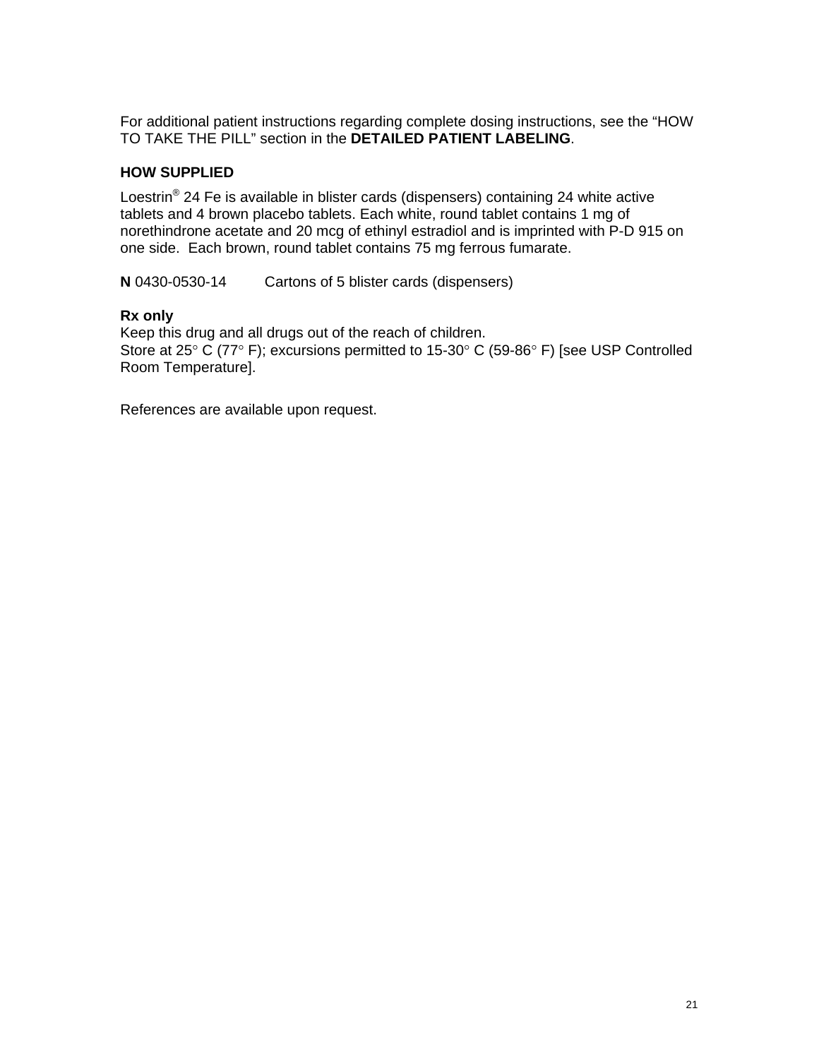For additional patient instructions regarding complete dosing instructions, see the "HOW TO TAKE THE PILL" section in the **DETAILED PATIENT LABELING**.

## HOW SUPPLIED

Loestrin® 24 Fe is available in blister cards (dispensers) containing 24 white active tablets and 4 brown placebo tablets. Each white, round tablet contains 1 mg of norethindrone acetate and 20 mcg of ethinyl estradiol and is imprinted with P-D 915 on one side. Each brown, round tablet contains 75 mg ferrous fumarate.

**N** 0430-0530-14 Cartons of 5 blister cards (dispensers)

**Rx only**
Keep this drug and all drugs out of the reach of children.
Store at 25° C (77° F); excursions permitted to 15-30° C (59-86° F) [see USP Controlled Room Temperature].

References are available upon request.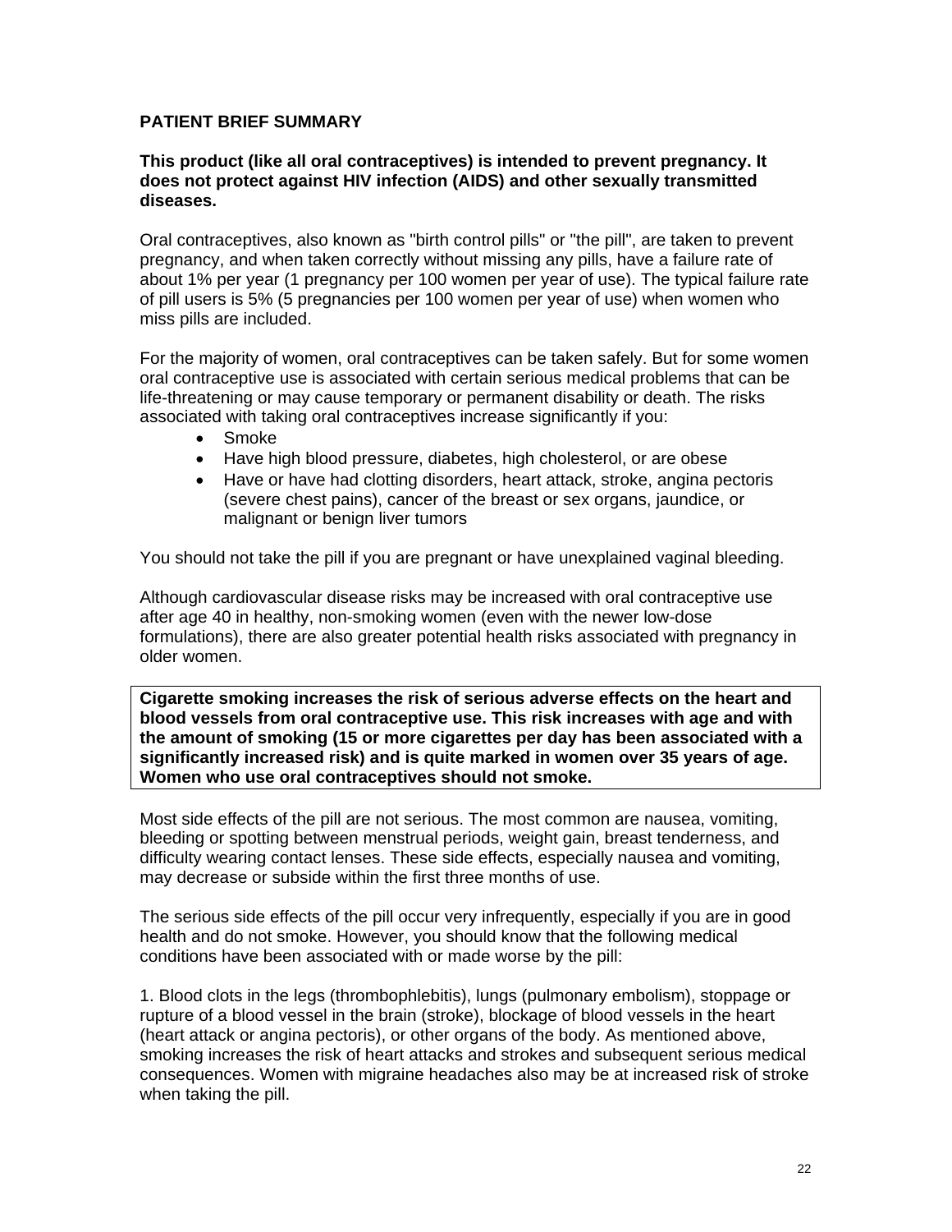## PATIENT BRIEF SUMMARY

**This product (like all oral contraceptives) is intended to prevent pregnancy. It does not protect against HIV infection (AIDS) and other sexually transmitted diseases.**

Oral contraceptives, also known as "birth control pills" or "the pill", are taken to prevent pregnancy, and when taken correctly without missing any pills, have a failure rate of about 1% per year (1 pregnancy per 100 women per year of use). The typical failure rate of pill users is 5% (5 pregnancies per 100 women per year of use) when women who miss pills are included.

For the majority of women, oral contraceptives can be taken safely. But for some women oral contraceptive use is associated with certain serious medical problems that can be life-threatening or may cause temporary or permanent disability or death. The risks associated with taking oral contraceptives increase significantly if you:

- Smoke
- Have high blood pressure, diabetes, high cholesterol, or are obese
- Have or have had clotting disorders, heart attack, stroke, angina pectoris (severe chest pains), cancer of the breast or sex organs, jaundice, or malignant or benign liver tumors

You should not take the pill if you are pregnant or have unexplained vaginal bleeding.

Although cardiovascular disease risks may be increased with oral contraceptive use after age 40 in healthy, non-smoking women (even with the newer low-dose formulations), there are also greater potential health risks associated with pregnancy in older women.

**Cigarette smoking increases the risk of serious adverse effects on the heart and blood vessels from oral contraceptive use. This risk increases with age and with the amount of smoking (15 or more cigarettes per day has been associated with a significantly increased risk) and is quite marked in women over 35 years of age. Women who use oral contraceptives should not smoke.**

Most side effects of the pill are not serious. The most common are nausea, vomiting, bleeding or spotting between menstrual periods, weight gain, breast tenderness, and difficulty wearing contact lenses. These side effects, especially nausea and vomiting, may decrease or subside within the first three months of use.

The serious side effects of the pill occur very infrequently, especially if you are in good health and do not smoke. However, you should know that the following medical conditions have been associated with or made worse by the pill:

1. Blood clots in the legs (thrombophlebitis), lungs (pulmonary embolism), stoppage or rupture of a blood vessel in the brain (stroke), blockage of blood vessels in the heart (heart attack or angina pectoris), or other organs of the body. As mentioned above, smoking increases the risk of heart attacks and strokes and subsequent serious medical consequences. Women with migraine headaches also may be at increased risk of stroke when taking the pill.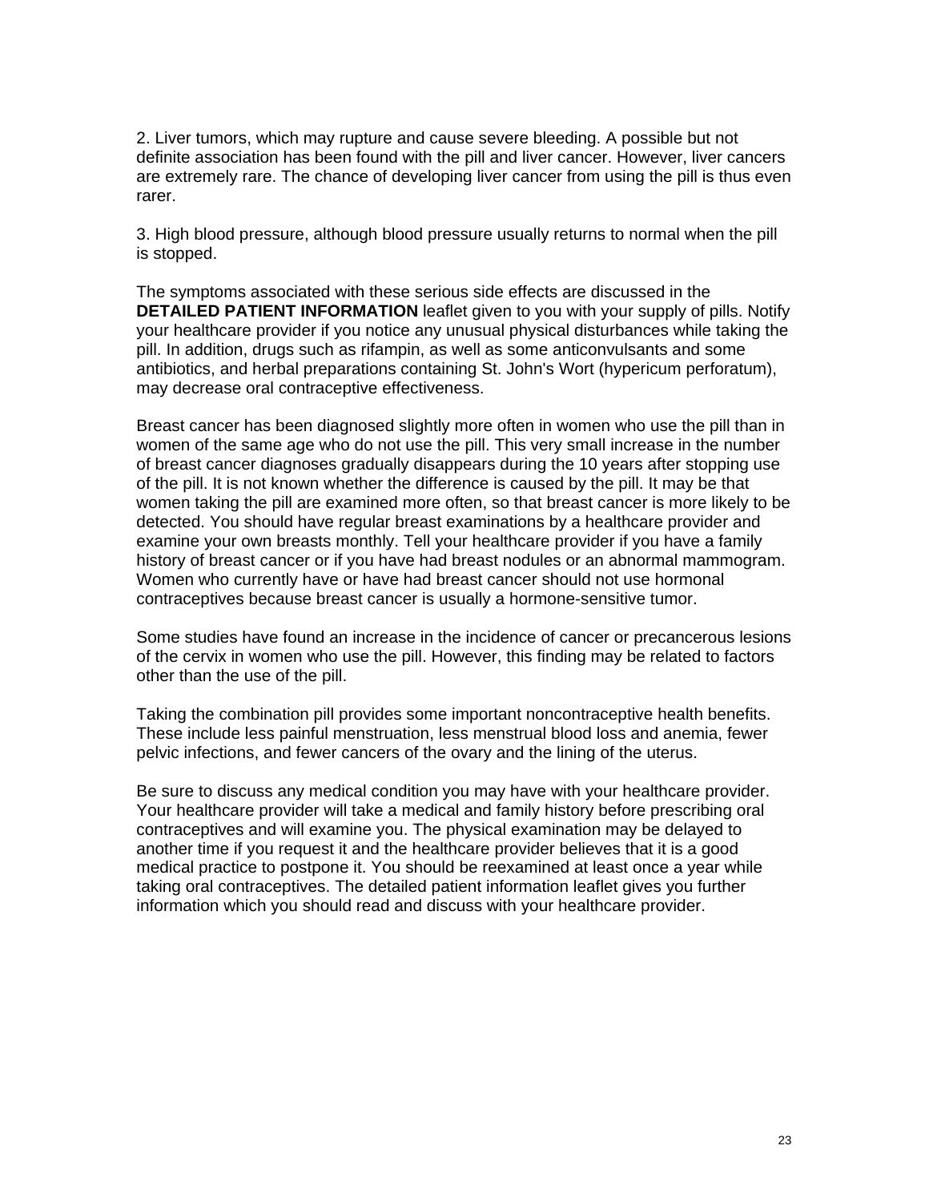2. Liver tumors, which may rupture and cause severe bleeding. A possible but not definite association has been found with the pill and liver cancer. However, liver cancers are extremely rare. The chance of developing liver cancer from using the pill is thus even rarer.

3. High blood pressure, although blood pressure usually returns to normal when the pill is stopped.

The symptoms associated with these serious side effects are discussed in the **DETAILED PATIENT INFORMATION** leaflet given to you with your supply of pills. Notify your healthcare provider if you notice any unusual physical disturbances while taking the pill. In addition, drugs such as rifampin, as well as some anticonvulsants and some antibiotics, and herbal preparations containing St. John's Wort (hypericum perforatum), may decrease oral contraceptive effectiveness.

Breast cancer has been diagnosed slightly more often in women who use the pill than in women of the same age who do not use the pill. This very small increase in the number of breast cancer diagnoses gradually disappears during the 10 years after stopping use of the pill. It is not known whether the difference is caused by the pill. It may be that women taking the pill are examined more often, so that breast cancer is more likely to be detected. You should have regular breast examinations by a healthcare provider and examine your own breasts monthly. Tell your healthcare provider if you have a family history of breast cancer or if you have had breast nodules or an abnormal mammogram. Women who currently have or have had breast cancer should not use hormonal contraceptives because breast cancer is usually a hormone-sensitive tumor.

Some studies have found an increase in the incidence of cancer or precancerous lesions of the cervix in women who use the pill. However, this finding may be related to factors other than the use of the pill.

Taking the combination pill provides some important noncontraceptive health benefits. These include less painful menstruation, less menstrual blood loss and anemia, fewer pelvic infections, and fewer cancers of the ovary and the lining of the uterus.

Be sure to discuss any medical condition you may have with your healthcare provider. Your healthcare provider will take a medical and family history before prescribing oral contraceptives and will examine you. The physical examination may be delayed to another time if you request it and the healthcare provider believes that it is a good medical practice to postpone it. You should be reexamined at least once a year while taking oral contraceptives. The detailed patient information leaflet gives you further information which you should read and discuss with your healthcare provider.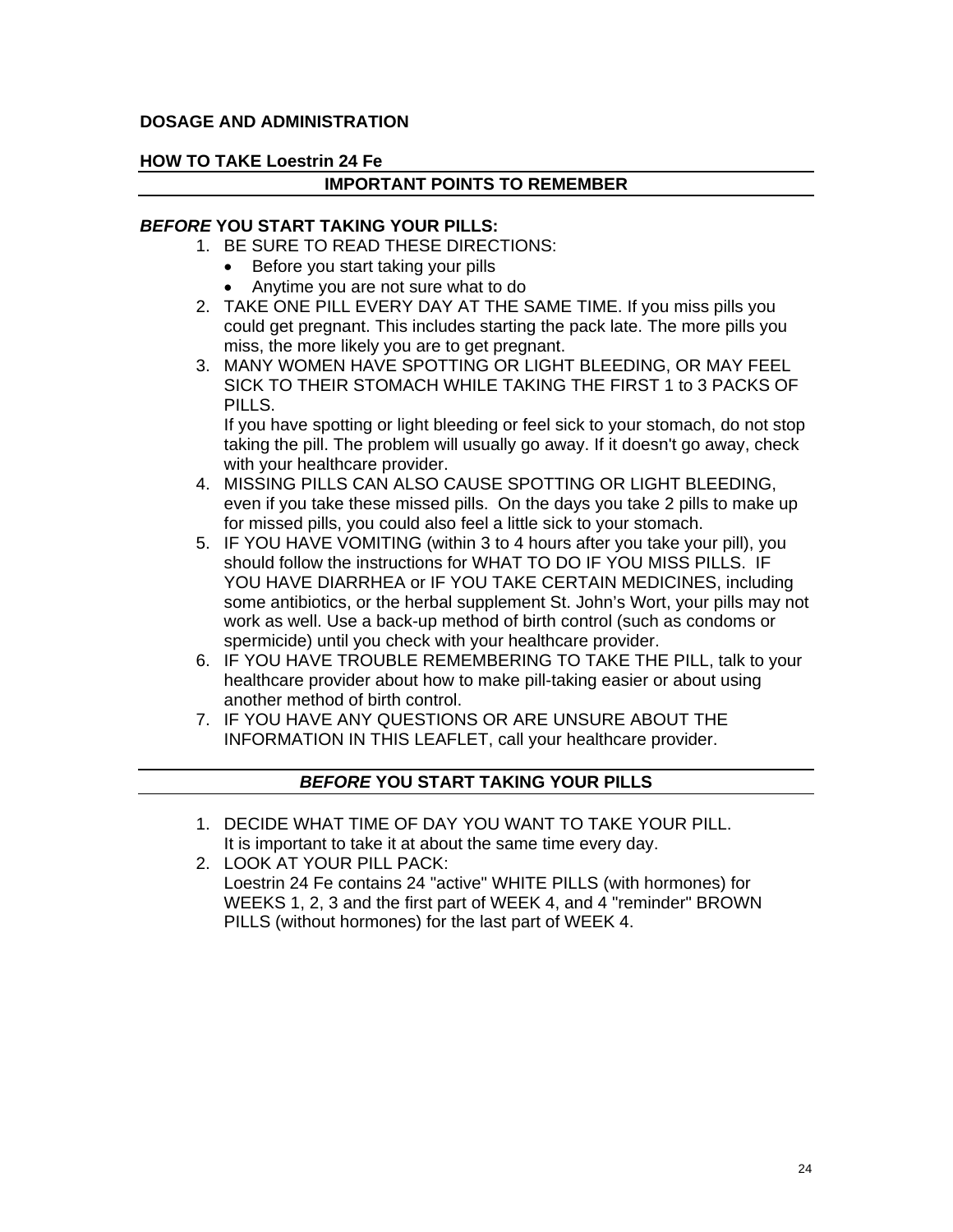## DOSAGE AND ADMINISTRATION

### HOW TO TAKE Loestrin 24 Fe

### IMPORTANT POINTS TO REMEMBER

***BEFORE* YOU START TAKING YOUR PILLS:**

1. BE SURE TO READ THESE DIRECTIONS:
   - Before you start taking your pills
   - Anytime you are not sure what to do
2. TAKE ONE PILL EVERY DAY AT THE SAME TIME. If you miss pills you could get pregnant. This includes starting the pack late. The more pills you miss, the more likely you are to get pregnant.
3. MANY WOMEN HAVE SPOTTING OR LIGHT BLEEDING, OR MAY FEEL SICK TO THEIR STOMACH WHILE TAKING THE FIRST 1 to 3 PACKS OF PILLS.
   If you have spotting or light bleeding or feel sick to your stomach, do not stop taking the pill. The problem will usually go away. If it doesn't go away, check with your healthcare provider.
4. MISSING PILLS CAN ALSO CAUSE SPOTTING OR LIGHT BLEEDING, even if you take these missed pills. On the days you take 2 pills to make up for missed pills, you could also feel a little sick to your stomach.
5. IF YOU HAVE VOMITING (within 3 to 4 hours after you take your pill), you should follow the instructions for WHAT TO DO IF YOU MISS PILLS. IF YOU HAVE DIARRHEA or IF YOU TAKE CERTAIN MEDICINES, including some antibiotics, or the herbal supplement St. John's Wort, your pills may not work as well. Use a back-up method of birth control (such as condoms or spermicide) until you check with your healthcare provider.
6. IF YOU HAVE TROUBLE REMEMBERING TO TAKE THE PILL, talk to your healthcare provider about how to make pill-taking easier or about using another method of birth control.
7. IF YOU HAVE ANY QUESTIONS OR ARE UNSURE ABOUT THE INFORMATION IN THIS LEAFLET, call your healthcare provider.

### *BEFORE* YOU START TAKING YOUR PILLS

1. DECIDE WHAT TIME OF DAY YOU WANT TO TAKE YOUR PILL.
   It is important to take it at about the same time every day.
2. LOOK AT YOUR PILL PACK:
   Loestrin 24 Fe contains 24 "active" WHITE PILLS (with hormones) for WEEKS 1, 2, 3 and the first part of WEEK 4, and 4 "reminder" BROWN PILLS (without hormones) for the last part of WEEK 4.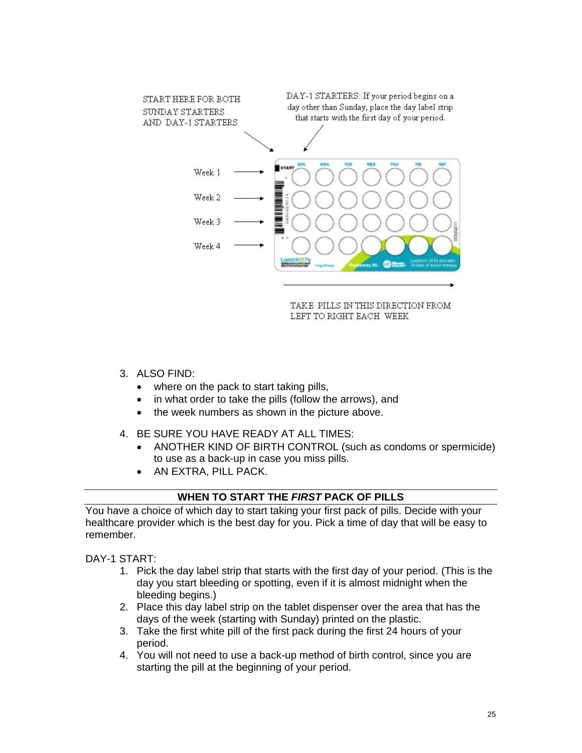START HERE FOR BOTH SUNDAY STARTERS AND DAY-1 STARTERS

DAY-1 STARTERS: If your period begins on a day other than Sunday, place the day label strip that starts with the first day of your period.

Week 1

Week 2

Week 3

Week 4

TAKE PILLS IN THIS DIRECTION FROM LEFT TO RIGHT EACH WEEK

3. ALSO FIND:
   - where on the pack to start taking pills,
   - in what order to take the pills (follow the arrows), and
   - the week numbers as shown in the picture above.

4. BE SURE YOU HAVE READY AT ALL TIMES:
   - ANOTHER KIND OF BIRTH CONTROL (such as condoms or spermicide) to use as a back-up in case you miss pills.
   - AN EXTRA, PILL PACK.

## WHEN TO START THE *FIRST* PACK OF PILLS

You have a choice of which day to start taking your first pack of pills. Decide with your healthcare provider which is the best day for you. Pick a time of day that will be easy to remember.

DAY-1 START:

1. Pick the day label strip that starts with the first day of your period. (This is the day you start bleeding or spotting, even if it is almost midnight when the bleeding begins.)
2. Place this day label strip on the tablet dispenser over the area that has the days of the week (starting with Sunday) printed on the plastic.
3. Take the first white pill of the first pack during the first 24 hours of your period.
4. You will not need to use a back-up method of birth control, since you are starting the pill at the beginning of your period.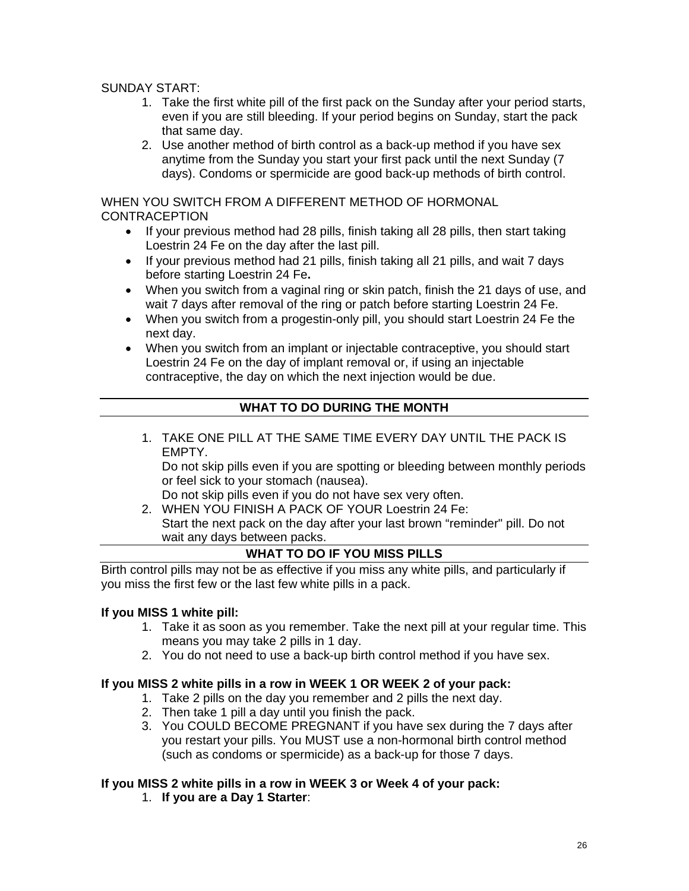SUNDAY START:

1. Take the first white pill of the first pack on the Sunday after your period starts, even if you are still bleeding. If your period begins on Sunday, start the pack that same day.
2. Use another method of birth control as a back-up method if you have sex anytime from the Sunday you start your first pack until the next Sunday (7 days). Condoms or spermicide are good back-up methods of birth control.

WHEN YOU SWITCH FROM A DIFFERENT METHOD OF HORMONAL CONTRACEPTION

- If your previous method had 28 pills, finish taking all 28 pills, then start taking Loestrin 24 Fe on the day after the last pill.
- If your previous method had 21 pills, finish taking all 21 pills, and wait 7 days before starting Loestrin 24 Fe**.**
- When you switch from a vaginal ring or skin patch, finish the 21 days of use, and wait 7 days after removal of the ring or patch before starting Loestrin 24 Fe.
- When you switch from a progestin-only pill, you should start Loestrin 24 Fe the next day.
- When you switch from an implant or injectable contraceptive, you should start Loestrin 24 Fe on the day of implant removal or, if using an injectable contraceptive, the day on which the next injection would be due.

## WHAT TO DO DURING THE MONTH

1. TAKE ONE PILL AT THE SAME TIME EVERY DAY UNTIL THE PACK IS EMPTY.
   Do not skip pills even if you are spotting or bleeding between monthly periods or feel sick to your stomach (nausea).
   Do not skip pills even if you do not have sex very often.
2. WHEN YOU FINISH A PACK OF YOUR Loestrin 24 Fe:
   Start the next pack on the day after your last brown “reminder" pill. Do not wait any days between packs.

## WHAT TO DO IF YOU MISS PILLS

Birth control pills may not be as effective if you miss any white pills, and particularly if you miss the first few or the last few white pills in a pack.

**If you MISS 1 white pill:**

1. Take it as soon as you remember. Take the next pill at your regular time. This means you may take 2 pills in 1 day.
2. You do not need to use a back-up birth control method if you have sex.

**If you MISS 2 white pills in a row in WEEK 1 OR WEEK 2 of your pack:**

1. Take 2 pills on the day you remember and 2 pills the next day.
2. Then take 1 pill a day until you finish the pack.
3. You COULD BECOME PREGNANT if you have sex during the 7 days after you restart your pills. You MUST use a non-hormonal birth control method (such as condoms or spermicide) as a back-up for those 7 days.

**If you MISS 2 white pills in a row in WEEK 3 or Week 4 of your pack:**

1. **If you are a Day 1 Starter**: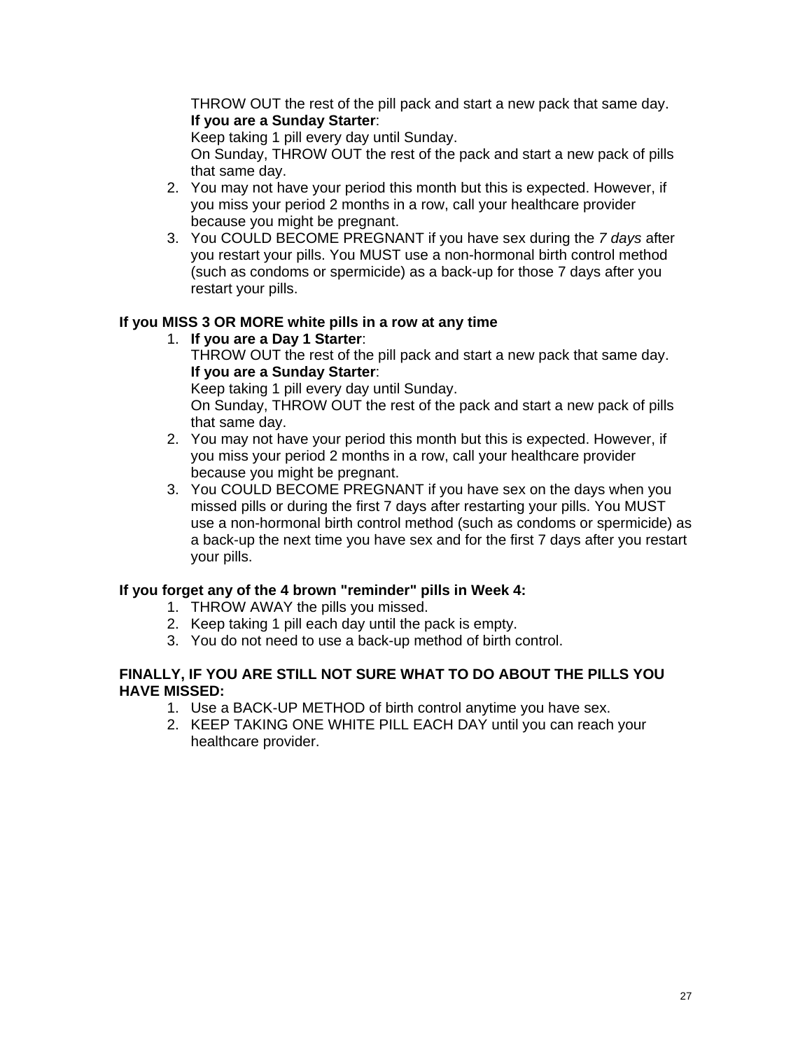THROW OUT the rest of the pill pack and start a new pack that same day.
**If you are a Sunday Starter**:
Keep taking 1 pill every day until Sunday.
On Sunday, THROW OUT the rest of the pack and start a new pack of pills that same day.

2. You may not have your period this month but this is expected. However, if you miss your period 2 months in a row, call your healthcare provider because you might be pregnant.
3. You COULD BECOME PREGNANT if you have sex during the *7 days* after you restart your pills. You MUST use a non-hormonal birth control method (such as condoms or spermicide) as a back-up for those 7 days after you restart your pills.

**If you MISS 3 OR MORE white pills in a row at any time**

1. **If you are a Day 1 Starter**:
THROW OUT the rest of the pill pack and start a new pack that same day.
**If you are a Sunday Starter**:
Keep taking 1 pill every day until Sunday.
On Sunday, THROW OUT the rest of the pack and start a new pack of pills that same day.
2. You may not have your period this month but this is expected. However, if you miss your period 2 months in a row, call your healthcare provider because you might be pregnant.
3. You COULD BECOME PREGNANT if you have sex on the days when you missed pills or during the first 7 days after restarting your pills. You MUST use a non-hormonal birth control method (such as condoms or spermicide) as a back-up the next time you have sex and for the first 7 days after you restart your pills.

**If you forget any of the 4 brown "reminder" pills in Week 4:**

1. THROW AWAY the pills you missed.
2. Keep taking 1 pill each day until the pack is empty.
3. You do not need to use a back-up method of birth control.

**FINALLY, IF YOU ARE STILL NOT SURE WHAT TO DO ABOUT THE PILLS YOU HAVE MISSED:**

1. Use a BACK-UP METHOD of birth control anytime you have sex.
2. KEEP TAKING ONE WHITE PILL EACH DAY until you can reach your healthcare provider.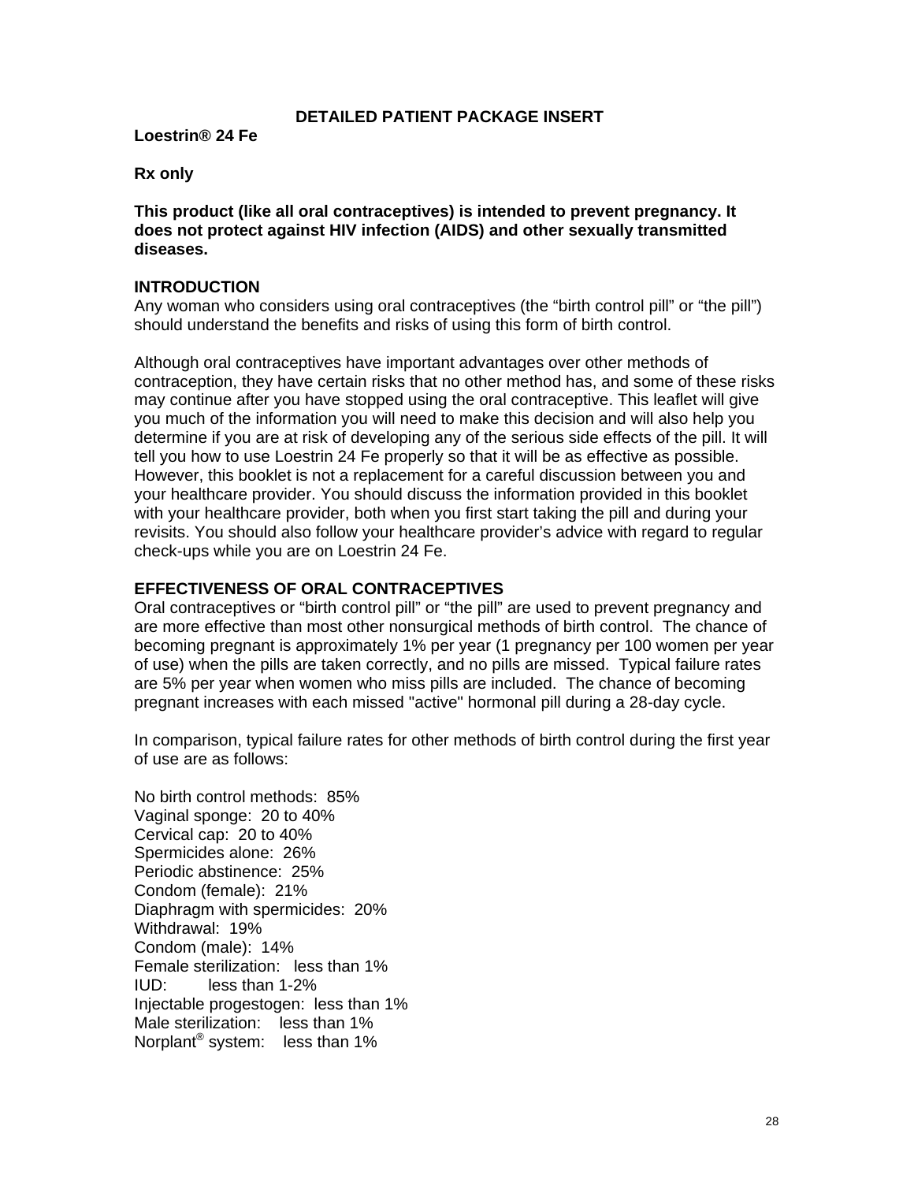## DETAILED PATIENT PACKAGE INSERT

**Loestrin® 24 Fe**

**Rx only**

**This product (like all oral contraceptives) is intended to prevent pregnancy. It does not protect against HIV infection (AIDS) and other sexually transmitted diseases.**

### INTRODUCTION

Any woman who considers using oral contraceptives (the "birth control pill" or "the pill") should understand the benefits and risks of using this form of birth control.

Although oral contraceptives have important advantages over other methods of contraception, they have certain risks that no other method has, and some of these risks may continue after you have stopped using the oral contraceptive. This leaflet will give you much of the information you will need to make this decision and will also help you determine if you are at risk of developing any of the serious side effects of the pill. It will tell you how to use Loestrin 24 Fe properly so that it will be as effective as possible. However, this booklet is not a replacement for a careful discussion between you and your healthcare provider. You should discuss the information provided in this booklet with your healthcare provider, both when you first start taking the pill and during your revisits. You should also follow your healthcare provider's advice with regard to regular check-ups while you are on Loestrin 24 Fe.

### EFFECTIVENESS OF ORAL CONTRACEPTIVES

Oral contraceptives or "birth control pill" or "the pill" are used to prevent pregnancy and are more effective than most other nonsurgical methods of birth control. The chance of becoming pregnant is approximately 1% per year (1 pregnancy per 100 women per year of use) when the pills are taken correctly, and no pills are missed. Typical failure rates are 5% per year when women who miss pills are included. The chance of becoming pregnant increases with each missed "active" hormonal pill during a 28-day cycle.

In comparison, typical failure rates for other methods of birth control during the first year of use are as follows:

No birth control methods: 85%
Vaginal sponge: 20 to 40%
Cervical cap: 20 to 40%
Spermicides alone: 26%
Periodic abstinence: 25%
Condom (female): 21%
Diaphragm with spermicides: 20%
Withdrawal: 19%
Condom (male): 14%
Female sterilization: less than 1%
IUD: less than 1-2%
Injectable progestogen: less than 1%
Male sterilization: less than 1%
Norplant® system: less than 1%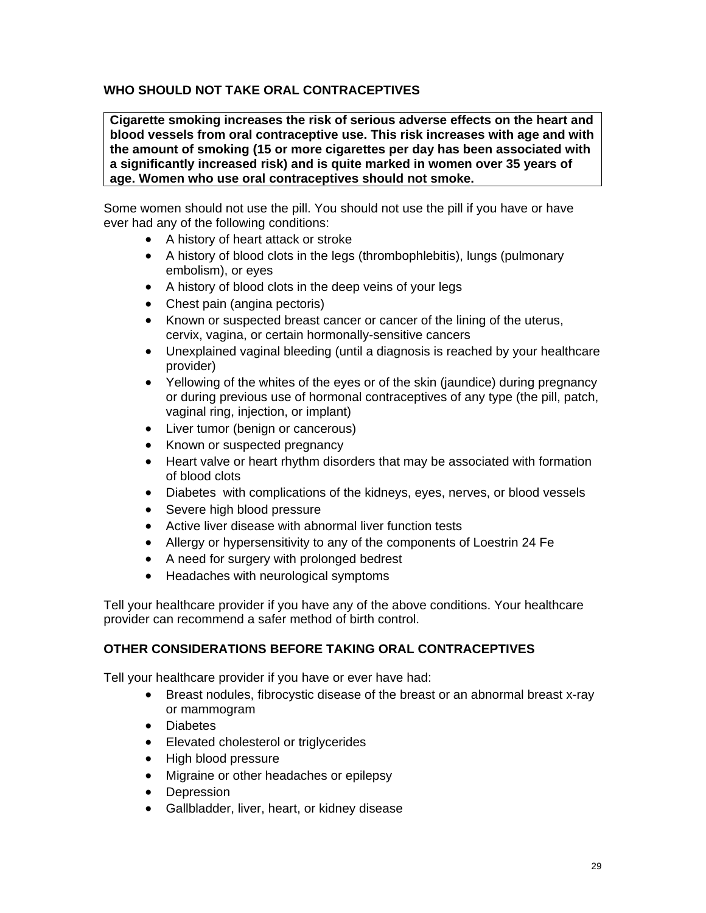## WHO SHOULD NOT TAKE ORAL CONTRACEPTIVES

**Cigarette smoking increases the risk of serious adverse effects on the heart and blood vessels from oral contraceptive use. This risk increases with age and with the amount of smoking (15 or more cigarettes per day has been associated with a significantly increased risk) and is quite marked in women over 35 years of age. Women who use oral contraceptives should not smoke.**

Some women should not use the pill. You should not use the pill if you have or have ever had any of the following conditions:

- A history of heart attack or stroke
- A history of blood clots in the legs (thrombophlebitis), lungs (pulmonary embolism), or eyes
- A history of blood clots in the deep veins of your legs
- Chest pain (angina pectoris)
- Known or suspected breast cancer or cancer of the lining of the uterus, cervix, vagina, or certain hormonally-sensitive cancers
- Unexplained vaginal bleeding (until a diagnosis is reached by your healthcare provider)
- Yellowing of the whites of the eyes or of the skin (jaundice) during pregnancy or during previous use of hormonal contraceptives of any type (the pill, patch, vaginal ring, injection, or implant)
- Liver tumor (benign or cancerous)
- Known or suspected pregnancy
- Heart valve or heart rhythm disorders that may be associated with formation of blood clots
- Diabetes with complications of the kidneys, eyes, nerves, or blood vessels
- Severe high blood pressure
- Active liver disease with abnormal liver function tests
- Allergy or hypersensitivity to any of the components of Loestrin 24 Fe
- A need for surgery with prolonged bedrest
- Headaches with neurological symptoms

Tell your healthcare provider if you have any of the above conditions. Your healthcare provider can recommend a safer method of birth control.

## OTHER CONSIDERATIONS BEFORE TAKING ORAL CONTRACEPTIVES

Tell your healthcare provider if you have or ever have had:

- Breast nodules, fibrocystic disease of the breast or an abnormal breast x-ray or mammogram
- Diabetes
- Elevated cholesterol or triglycerides
- High blood pressure
- Migraine or other headaches or epilepsy
- Depression
- Gallbladder, liver, heart, or kidney disease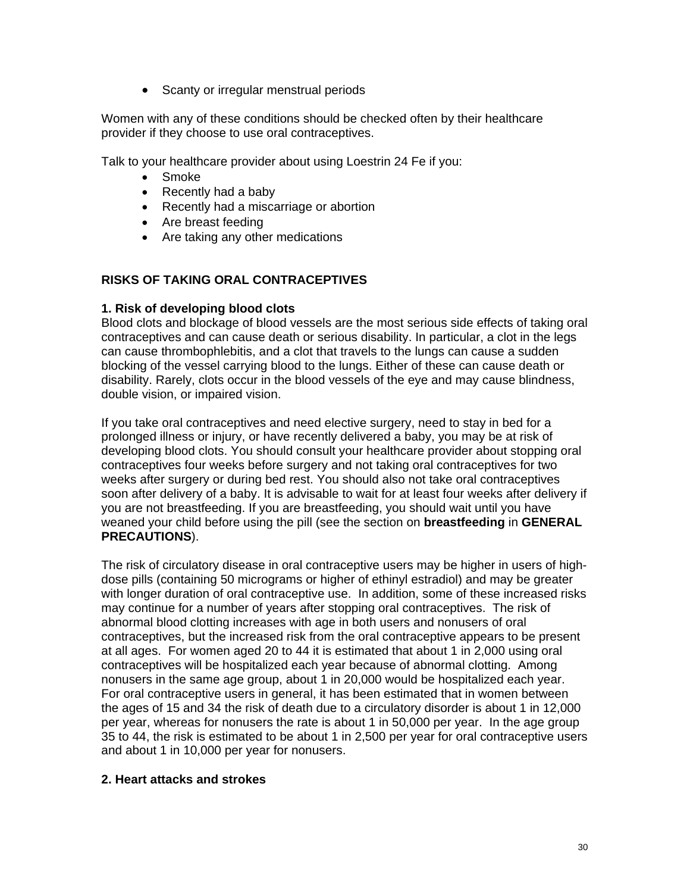- Scanty or irregular menstrual periods

Women with any of these conditions should be checked often by their healthcare provider if they choose to use oral contraceptives.

Talk to your healthcare provider about using Loestrin 24 Fe if you:

- Smoke
- Recently had a baby
- Recently had a miscarriage or abortion
- Are breast feeding
- Are taking any other medications

## RISKS OF TAKING ORAL CONTRACEPTIVES

### 1. Risk of developing blood clots

Blood clots and blockage of blood vessels are the most serious side effects of taking oral contraceptives and can cause death or serious disability. In particular, a clot in the legs can cause thrombophlebitis, and a clot that travels to the lungs can cause a sudden blocking of the vessel carrying blood to the lungs. Either of these can cause death or disability. Rarely, clots occur in the blood vessels of the eye and may cause blindness, double vision, or impaired vision.

If you take oral contraceptives and need elective surgery, need to stay in bed for a prolonged illness or injury, or have recently delivered a baby, you may be at risk of developing blood clots. You should consult your healthcare provider about stopping oral contraceptives four weeks before surgery and not taking oral contraceptives for two weeks after surgery or during bed rest. You should also not take oral contraceptives soon after delivery of a baby. It is advisable to wait for at least four weeks after delivery if you are not breastfeeding. If you are breastfeeding, you should wait until you have weaned your child before using the pill (see the section on **breastfeeding** in **GENERAL PRECAUTIONS**).

The risk of circulatory disease in oral contraceptive users may be higher in users of high-dose pills (containing 50 micrograms or higher of ethinyl estradiol) and may be greater with longer duration of oral contraceptive use. In addition, some of these increased risks may continue for a number of years after stopping oral contraceptives. The risk of abnormal blood clotting increases with age in both users and nonusers of oral contraceptives, but the increased risk from the oral contraceptive appears to be present at all ages. For women aged 20 to 44 it is estimated that about 1 in 2,000 using oral contraceptives will be hospitalized each year because of abnormal clotting. Among nonusers in the same age group, about 1 in 20,000 would be hospitalized each year. For oral contraceptive users in general, it has been estimated that in women between the ages of 15 and 34 the risk of death due to a circulatory disorder is about 1 in 12,000 per year, whereas for nonusers the rate is about 1 in 50,000 per year. In the age group 35 to 44, the risk is estimated to be about 1 in 2,500 per year for oral contraceptive users and about 1 in 10,000 per year for nonusers.

### 2. Heart attacks and strokes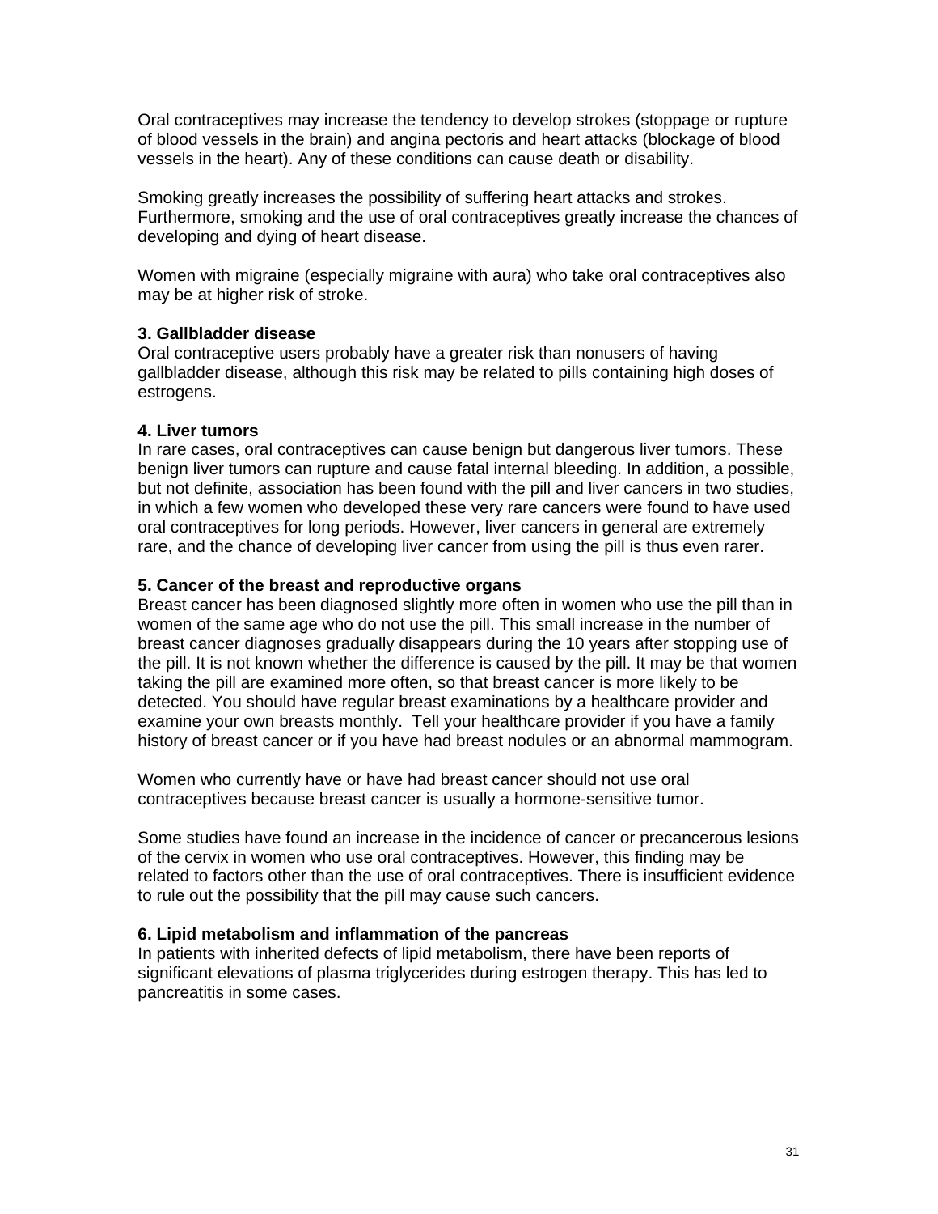Oral contraceptives may increase the tendency to develop strokes (stoppage or rupture of blood vessels in the brain) and angina pectoris and heart attacks (blockage of blood vessels in the heart). Any of these conditions can cause death or disability.

Smoking greatly increases the possibility of suffering heart attacks and strokes. Furthermore, smoking and the use of oral contraceptives greatly increase the chances of developing and dying of heart disease.

Women with migraine (especially migraine with aura) who take oral contraceptives also may be at higher risk of stroke.

**3. Gallbladder disease**

Oral contraceptive users probably have a greater risk than nonusers of having gallbladder disease, although this risk may be related to pills containing high doses of estrogens.

**4. Liver tumors**

In rare cases, oral contraceptives can cause benign but dangerous liver tumors. These benign liver tumors can rupture and cause fatal internal bleeding. In addition, a possible, but not definite, association has been found with the pill and liver cancers in two studies, in which a few women who developed these very rare cancers were found to have used oral contraceptives for long periods. However, liver cancers in general are extremely rare, and the chance of developing liver cancer from using the pill is thus even rarer.

**5. Cancer of the breast and reproductive organs**

Breast cancer has been diagnosed slightly more often in women who use the pill than in women of the same age who do not use the pill. This small increase in the number of breast cancer diagnoses gradually disappears during the 10 years after stopping use of the pill. It is not known whether the difference is caused by the pill. It may be that women taking the pill are examined more often, so that breast cancer is more likely to be detected. You should have regular breast examinations by a healthcare provider and examine your own breasts monthly. Tell your healthcare provider if you have a family history of breast cancer or if you have had breast nodules or an abnormal mammogram.

Women who currently have or have had breast cancer should not use oral contraceptives because breast cancer is usually a hormone-sensitive tumor.

Some studies have found an increase in the incidence of cancer or precancerous lesions of the cervix in women who use oral contraceptives. However, this finding may be related to factors other than the use of oral contraceptives. There is insufficient evidence to rule out the possibility that the pill may cause such cancers.

**6. Lipid metabolism and inflammation of the pancreas**

In patients with inherited defects of lipid metabolism, there have been reports of significant elevations of plasma triglycerides during estrogen therapy. This has led to pancreatitis in some cases.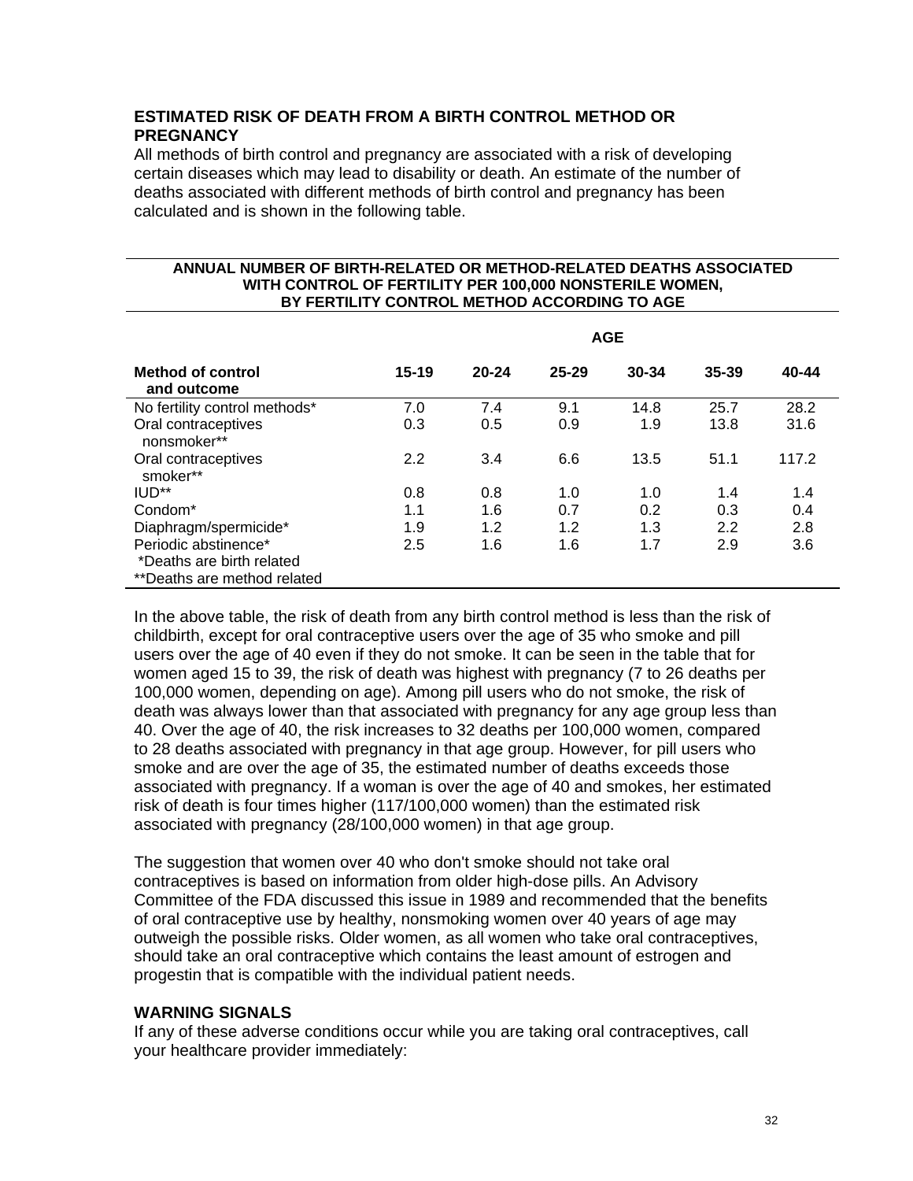## ESTIMATED RISK OF DEATH FROM A BIRTH CONTROL METHOD OR PREGNANCY

All methods of birth control and pregnancy are associated with a risk of developing certain diseases which may lead to disability or death. An estimate of the number of deaths associated with different methods of birth control and pregnancy has been calculated and is shown in the following table.

**ANNUAL NUMBER OF BIRTH-RELATED OR METHOD-RELATED DEATHS ASSOCIATED WITH CONTROL OF FERTILITY PER 100,000 NONSTERILE WOMEN, BY FERTILITY CONTROL METHOD ACCORDING TO AGE**

| | AGE | | | | | |
|---|---|---|---|---|---|---|
| **Method of control and outcome** | **15-19** | **20-24** | **25-29** | **30-34** | **35-39** | **40-44** |
| No fertility control methods* | 7.0 | 7.4 | 9.1 | 14.8 | 25.7 | 28.2 |
| Oral contraceptives nonsmoker** | 0.3 | 0.5 | 0.9 | 1.9 | 13.8 | 31.6 |
| Oral contraceptives smoker** | 2.2 | 3.4 | 6.6 | 13.5 | 51.1 | 117.2 |
| IUD** | 0.8 | 0.8 | 1.0 | 1.0 | 1.4 | 1.4 |
| Condom* | 1.1 | 1.6 | 0.7 | 0.2 | 0.3 | 0.4 |
| Diaphragm/spermicide* | 1.9 | 1.2 | 1.2 | 1.3 | 2.2 | 2.8 |
| Periodic abstinence* | 2.5 | 1.6 | 1.6 | 1.7 | 2.9 | 3.6 |

*Deaths are birth related
**Deaths are method related

In the above table, the risk of death from any birth control method is less than the risk of childbirth, except for oral contraceptive users over the age of 35 who smoke and pill users over the age of 40 even if they do not smoke. It can be seen in the table that for women aged 15 to 39, the risk of death was highest with pregnancy (7 to 26 deaths per 100,000 women, depending on age). Among pill users who do not smoke, the risk of death was always lower than that associated with pregnancy for any age group less than 40. Over the age of 40, the risk increases to 32 deaths per 100,000 women, compared to 28 deaths associated with pregnancy in that age group. However, for pill users who smoke and are over the age of 35, the estimated number of deaths exceeds those associated with pregnancy. If a woman is over the age of 40 and smokes, her estimated risk of death is four times higher (117/100,000 women) than the estimated risk associated with pregnancy (28/100,000 women) in that age group.

The suggestion that women over 40 who don't smoke should not take oral contraceptives is based on information from older high-dose pills. An Advisory Committee of the FDA discussed this issue in 1989 and recommended that the benefits of oral contraceptive use by healthy, nonsmoking women over 40 years of age may outweigh the possible risks. Older women, as all women who take oral contraceptives, should take an oral contraceptive which contains the least amount of estrogen and progestin that is compatible with the individual patient needs.

## WARNING SIGNALS

If any of these adverse conditions occur while you are taking oral contraceptives, call your healthcare provider immediately: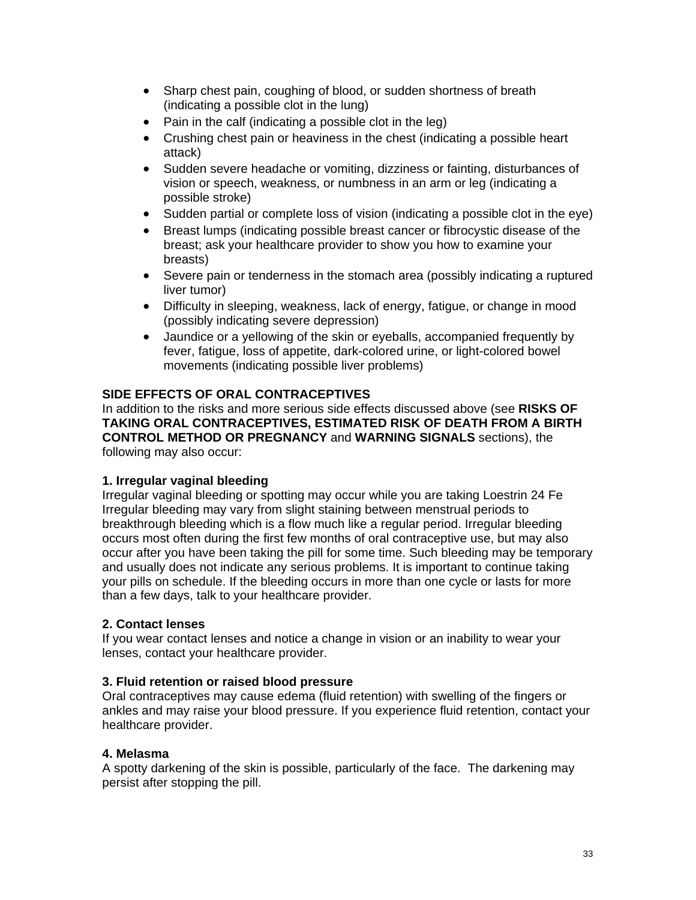- Sharp chest pain, coughing of blood, or sudden shortness of breath (indicating a possible clot in the lung)
- Pain in the calf (indicating a possible clot in the leg)
- Crushing chest pain or heaviness in the chest (indicating a possible heart attack)
- Sudden severe headache or vomiting, dizziness or fainting, disturbances of vision or speech, weakness, or numbness in an arm or leg (indicating a possible stroke)
- Sudden partial or complete loss of vision (indicating a possible clot in the eye)
- Breast lumps (indicating possible breast cancer or fibrocystic disease of the breast; ask your healthcare provider to show you how to examine your breasts)
- Severe pain or tenderness in the stomach area (possibly indicating a ruptured liver tumor)
- Difficulty in sleeping, weakness, lack of energy, fatigue, or change in mood (possibly indicating severe depression)
- Jaundice or a yellowing of the skin or eyeballs, accompanied frequently by fever, fatigue, loss of appetite, dark-colored urine, or light-colored bowel movements (indicating possible liver problems)

**SIDE EFFECTS OF ORAL CONTRACEPTIVES**

In addition to the risks and more serious side effects discussed above (see **RISKS OF TAKING ORAL CONTRACEPTIVES, ESTIMATED RISK OF DEATH FROM A BIRTH CONTROL METHOD OR PREGNANCY** and **WARNING SIGNALS** sections), the following may also occur:

**1. Irregular vaginal bleeding**

Irregular vaginal bleeding or spotting may occur while you are taking Loestrin 24 Fe Irregular bleeding may vary from slight staining between menstrual periods to breakthrough bleeding which is a flow much like a regular period. Irregular bleeding occurs most often during the first few months of oral contraceptive use, but may also occur after you have been taking the pill for some time. Such bleeding may be temporary and usually does not indicate any serious problems. It is important to continue taking your pills on schedule. If the bleeding occurs in more than one cycle or lasts for more than a few days, talk to your healthcare provider.

**2. Contact lenses**

If you wear contact lenses and notice a change in vision or an inability to wear your lenses, contact your healthcare provider.

**3. Fluid retention or raised blood pressure**

Oral contraceptives may cause edema (fluid retention) with swelling of the fingers or ankles and may raise your blood pressure. If you experience fluid retention, contact your healthcare provider.

**4. Melasma**

A spotty darkening of the skin is possible, particularly of the face. The darkening may persist after stopping the pill.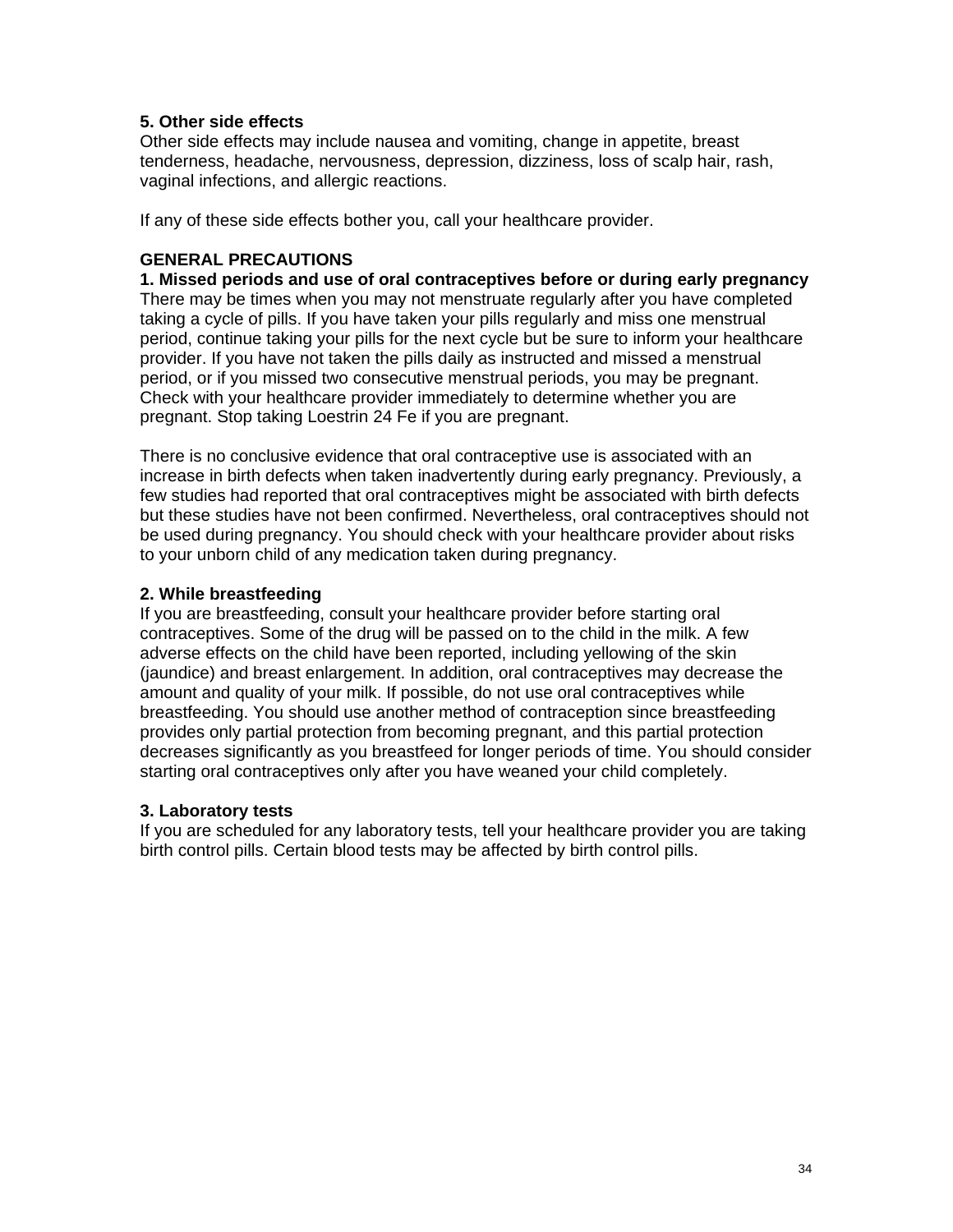**5. Other side effects**
Other side effects may include nausea and vomiting, change in appetite, breast tenderness, headache, nervousness, depression, dizziness, loss of scalp hair, rash, vaginal infections, and allergic reactions.

If any of these side effects bother you, call your healthcare provider.

**GENERAL PRECAUTIONS**

**1. Missed periods and use of oral contraceptives before or during early pregnancy**
There may be times when you may not menstruate regularly after you have completed taking a cycle of pills. If you have taken your pills regularly and miss one menstrual period, continue taking your pills for the next cycle but be sure to inform your healthcare provider. If you have not taken the pills daily as instructed and missed a menstrual period, or if you missed two consecutive menstrual periods, you may be pregnant. Check with your healthcare provider immediately to determine whether you are pregnant. Stop taking Loestrin 24 Fe if you are pregnant.

There is no conclusive evidence that oral contraceptive use is associated with an increase in birth defects when taken inadvertently during early pregnancy. Previously, a few studies had reported that oral contraceptives might be associated with birth defects but these studies have not been confirmed. Nevertheless, oral contraceptives should not be used during pregnancy. You should check with your healthcare provider about risks to your unborn child of any medication taken during pregnancy.

**2. While breastfeeding**
If you are breastfeeding, consult your healthcare provider before starting oral contraceptives. Some of the drug will be passed on to the child in the milk. A few adverse effects on the child have been reported, including yellowing of the skin (jaundice) and breast enlargement. In addition, oral contraceptives may decrease the amount and quality of your milk. If possible, do not use oral contraceptives while breastfeeding. You should use another method of contraception since breastfeeding provides only partial protection from becoming pregnant, and this partial protection decreases significantly as you breastfeed for longer periods of time. You should consider starting oral contraceptives only after you have weaned your child completely.

**3. Laboratory tests**
If you are scheduled for any laboratory tests, tell your healthcare provider you are taking birth control pills. Certain blood tests may be affected by birth control pills.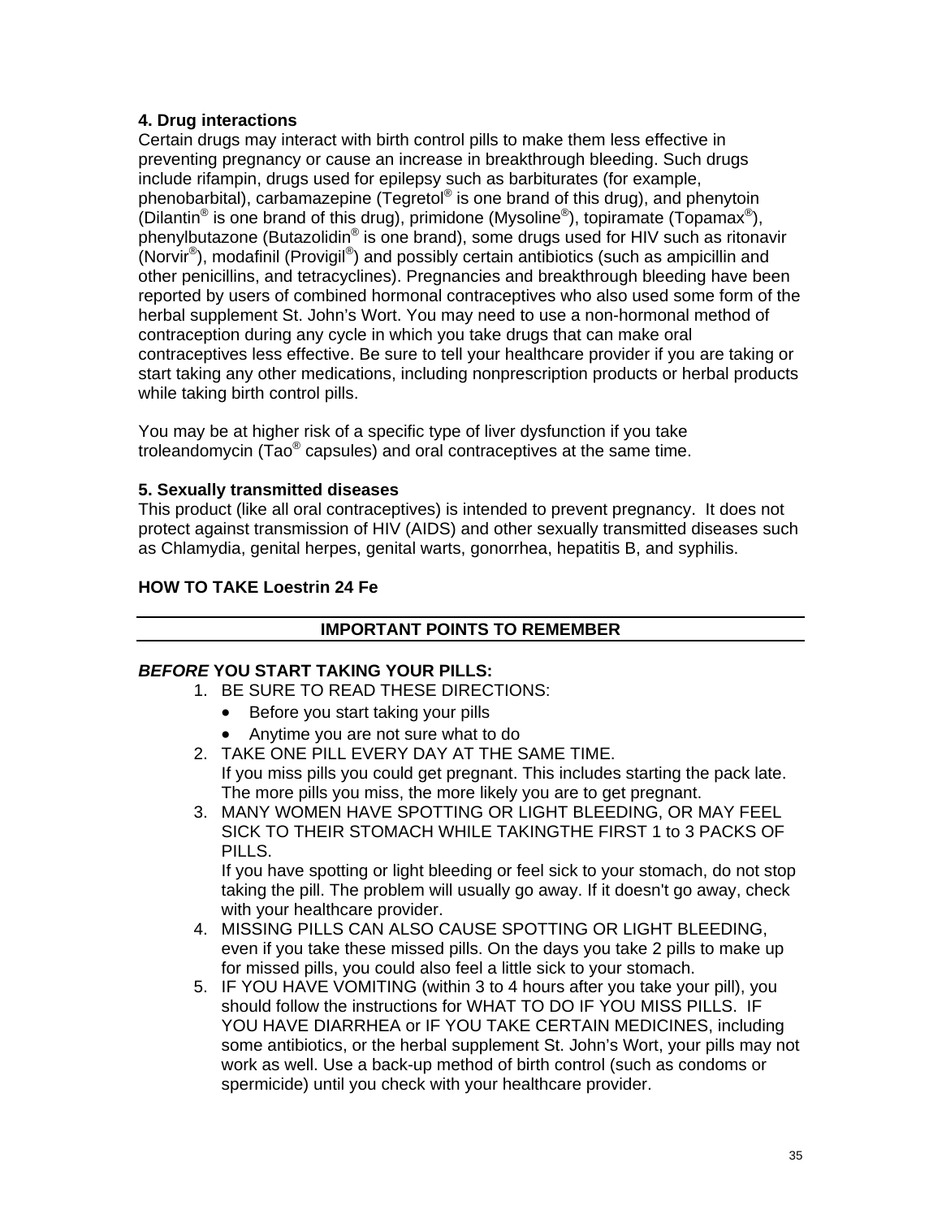**4. Drug interactions**

Certain drugs may interact with birth control pills to make them less effective in preventing pregnancy or cause an increase in breakthrough bleeding. Such drugs include rifampin, drugs used for epilepsy such as barbiturates (for example, phenobarbital), carbamazepine (Tegretol® is one brand of this drug), and phenytoin (Dilantin® is one brand of this drug), primidone (Mysoline®), topiramate (Topamax®), phenylbutazone (Butazolidin® is one brand), some drugs used for HIV such as ritonavir (Norvir®), modafinil (Provigil®) and possibly certain antibiotics (such as ampicillin and other penicillins, and tetracyclines). Pregnancies and breakthrough bleeding have been reported by users of combined hormonal contraceptives who also used some form of the herbal supplement St. John's Wort. You may need to use a non-hormonal method of contraception during any cycle in which you take drugs that can make oral contraceptives less effective. Be sure to tell your healthcare provider if you are taking or start taking any other medications, including nonprescription products or herbal products while taking birth control pills.

You may be at higher risk of a specific type of liver dysfunction if you take troleandomycin (Tao® capsules) and oral contraceptives at the same time.

**5. Sexually transmitted diseases**

This product (like all oral contraceptives) is intended to prevent pregnancy. It does not protect against transmission of HIV (AIDS) and other sexually transmitted diseases such as Chlamydia, genital herpes, genital warts, gonorrhea, hepatitis B, and syphilis.

**HOW TO TAKE Loestrin 24 Fe**

---

**IMPORTANT POINTS TO REMEMBER**

---

***BEFORE*** **YOU START TAKING YOUR PILLS:**

1. BE SURE TO READ THESE DIRECTIONS:
   - Before you start taking your pills
   - Anytime you are not sure what to do
2. TAKE ONE PILL EVERY DAY AT THE SAME TIME.
   If you miss pills you could get pregnant. This includes starting the pack late. The more pills you miss, the more likely you are to get pregnant.
3. MANY WOMEN HAVE SPOTTING OR LIGHT BLEEDING, OR MAY FEEL SICK TO THEIR STOMACH WHILE TAKINGTHE FIRST 1 to 3 PACKS OF PILLS.
   If you have spotting or light bleeding or feel sick to your stomach, do not stop taking the pill. The problem will usually go away. If it doesn't go away, check with your healthcare provider.
4. MISSING PILLS CAN ALSO CAUSE SPOTTING OR LIGHT BLEEDING, even if you take these missed pills. On the days you take 2 pills to make up for missed pills, you could also feel a little sick to your stomach.
5. IF YOU HAVE VOMITING (within 3 to 4 hours after you take your pill), you should follow the instructions for WHAT TO DO IF YOU MISS PILLS. IF YOU HAVE DIARRHEA or IF YOU TAKE CERTAIN MEDICINES, including some antibiotics, or the herbal supplement St. John's Wort, your pills may not work as well. Use a back-up method of birth control (such as condoms or spermicide) until you check with your healthcare provider.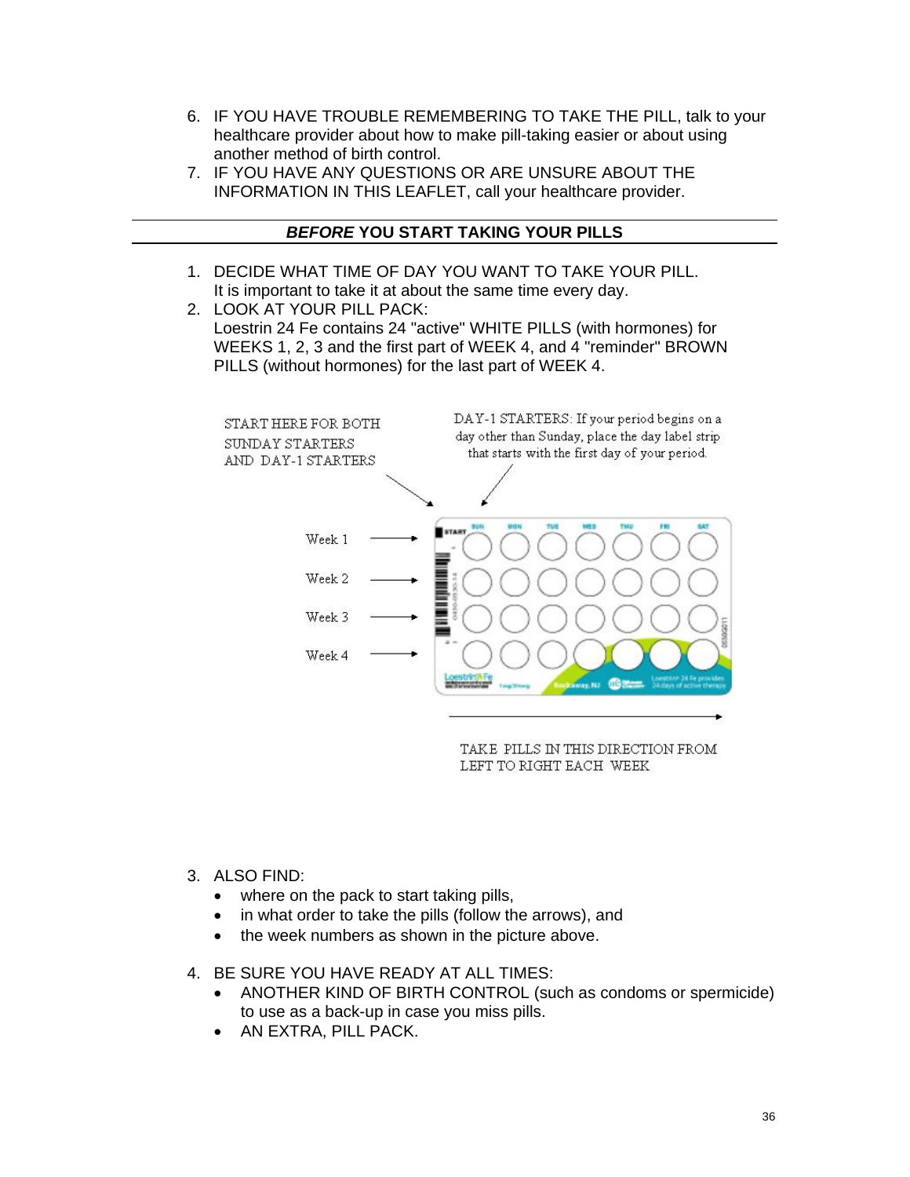6. IF YOU HAVE TROUBLE REMEMBERING TO TAKE THE PILL, talk to your healthcare provider about how to make pill-taking easier or about using another method of birth control.
7. IF YOU HAVE ANY QUESTIONS OR ARE UNSURE ABOUT THE INFORMATION IN THIS LEAFLET, call your healthcare provider.

## ***BEFORE*** **YOU START TAKING YOUR PILLS**

1. DECIDE WHAT TIME OF DAY YOU WANT TO TAKE YOUR PILL. It is important to take it at about the same time every day.
2. LOOK AT YOUR PILL PACK: Loestrin 24 Fe contains 24 "active" WHITE PILLS (with hormones) for WEEKS 1, 2, 3 and the first part of WEEK 4, and 4 "reminder" BROWN PILLS (without hormones) for the last part of WEEK 4.

START HERE FOR BOTH SUNDAY STARTERS AND DAY-1 STARTERS

DAY-1 STARTERS: If your period begins on a day other than Sunday, place the day label strip that starts with the first day of your period.

Week 1
Week 2
Week 3
Week 4

TAKE PILLS IN THIS DIRECTION FROM LEFT TO RIGHT EACH WEEK

3. ALSO FIND:
   - where on the pack to start taking pills,
   - in what order to take the pills (follow the arrows), and
   - the week numbers as shown in the picture above.

4. BE SURE YOU HAVE READY AT ALL TIMES:
   - ANOTHER KIND OF BIRTH CONTROL (such as condoms or spermicide) to use as a back-up in case you miss pills.
   - AN EXTRA, PILL PACK.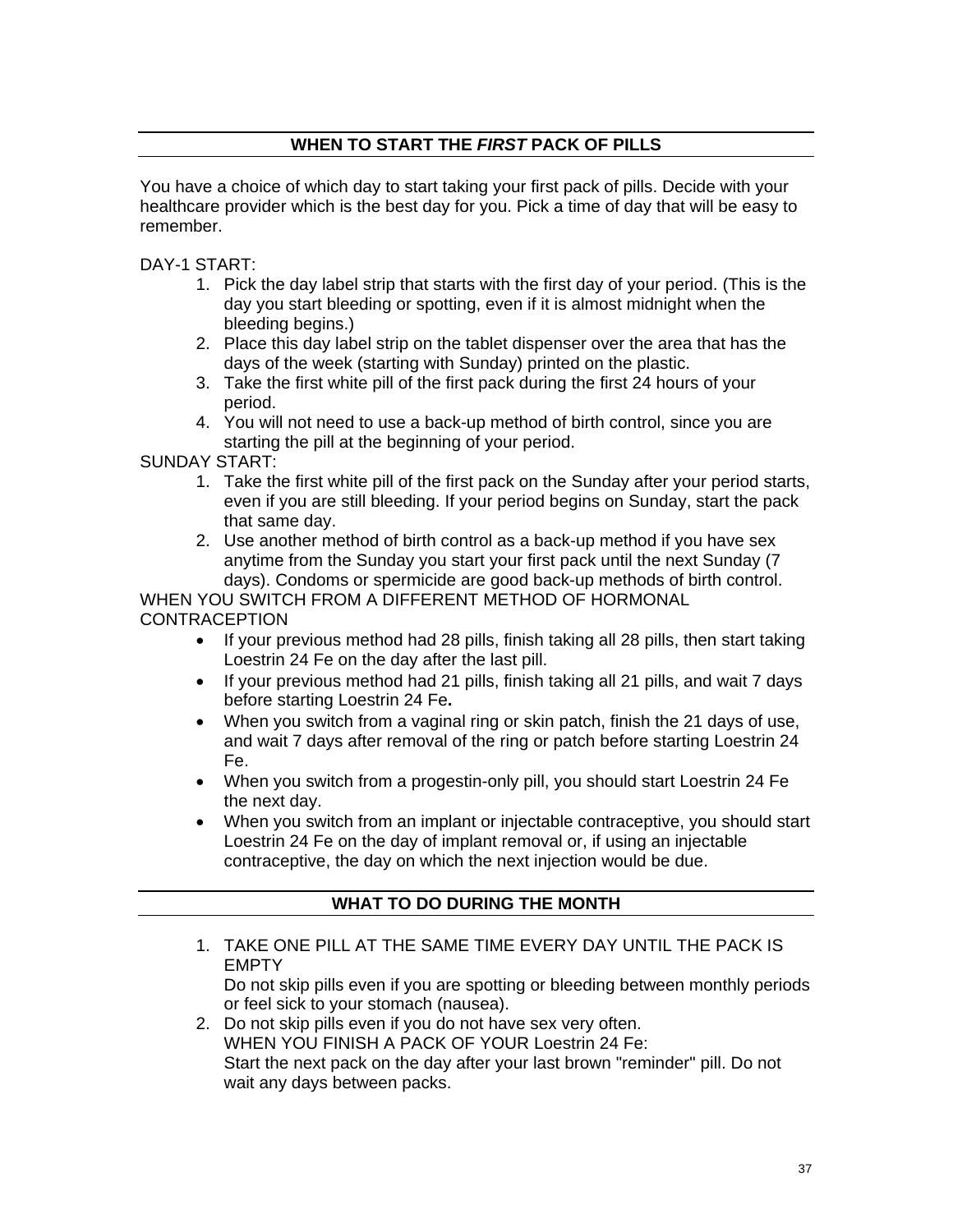## WHEN TO START THE *FIRST* PACK OF PILLS

You have a choice of which day to start taking your first pack of pills. Decide with your healthcare provider which is the best day for you. Pick a time of day that will be easy to remember.

DAY-1 START:

1. Pick the day label strip that starts with the first day of your period. (This is the day you start bleeding or spotting, even if it is almost midnight when the bleeding begins.)
2. Place this day label strip on the tablet dispenser over the area that has the days of the week (starting with Sunday) printed on the plastic.
3. Take the first white pill of the first pack during the first 24 hours of your period.
4. You will not need to use a back-up method of birth control, since you are starting the pill at the beginning of your period.

SUNDAY START:

1. Take the first white pill of the first pack on the Sunday after your period starts, even if you are still bleeding. If your period begins on Sunday, start the pack that same day.
2. Use another method of birth control as a back-up method if you have sex anytime from the Sunday you start your first pack until the next Sunday (7 days). Condoms or spermicide are good back-up methods of birth control.

WHEN YOU SWITCH FROM A DIFFERENT METHOD OF HORMONAL CONTRACEPTION

- If your previous method had 28 pills, finish taking all 28 pills, then start taking Loestrin 24 Fe on the day after the last pill.
- If your previous method had 21 pills, finish taking all 21 pills, and wait 7 days before starting Loestrin 24 Fe**.**
- When you switch from a vaginal ring or skin patch, finish the 21 days of use, and wait 7 days after removal of the ring or patch before starting Loestrin 24 Fe.
- When you switch from a progestin-only pill, you should start Loestrin 24 Fe the next day.
- When you switch from an implant or injectable contraceptive, you should start Loestrin 24 Fe on the day of implant removal or, if using an injectable contraceptive, the day on which the next injection would be due.

## WHAT TO DO DURING THE MONTH

1. TAKE ONE PILL AT THE SAME TIME EVERY DAY UNTIL THE PACK IS EMPTY
   Do not skip pills even if you are spotting or bleeding between monthly periods or feel sick to your stomach (nausea).
2. Do not skip pills even if you do not have sex very often.
   WHEN YOU FINISH A PACK OF YOUR Loestrin 24 Fe:
   Start the next pack on the day after your last brown "reminder" pill. Do not wait any days between packs.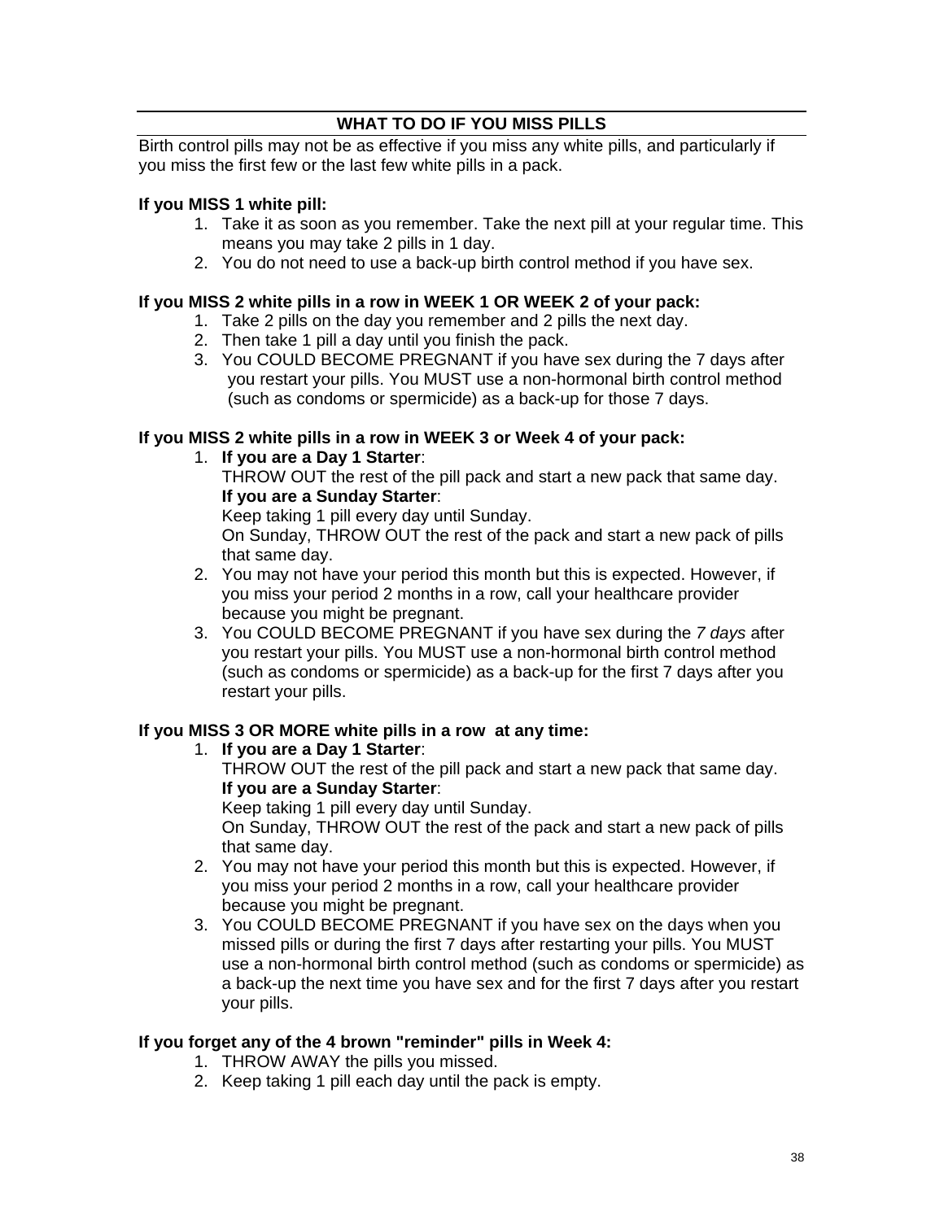## WHAT TO DO IF YOU MISS PILLS

Birth control pills may not be as effective if you miss any white pills, and particularly if you miss the first few or the last few white pills in a pack.

**If you MISS 1 white pill:**

1. Take it as soon as you remember. Take the next pill at your regular time. This means you may take 2 pills in 1 day.
2. You do not need to use a back-up birth control method if you have sex.

**If you MISS 2 white pills in a row in WEEK 1 OR WEEK 2 of your pack:**

1. Take 2 pills on the day you remember and 2 pills the next day.
2. Then take 1 pill a day until you finish the pack.
3. You COULD BECOME PREGNANT if you have sex during the 7 days after you restart your pills. You MUST use a non-hormonal birth control method (such as condoms or spermicide) as a back-up for those 7 days.

**If you MISS 2 white pills in a row in WEEK 3 or Week 4 of your pack:**

1. **If you are a Day 1 Starter**:
   THROW OUT the rest of the pill pack and start a new pack that same day.
   **If you are a Sunday Starter**:
   Keep taking 1 pill every day until Sunday.
   On Sunday, THROW OUT the rest of the pack and start a new pack of pills that same day.
2. You may not have your period this month but this is expected. However, if you miss your period 2 months in a row, call your healthcare provider because you might be pregnant.
3. You COULD BECOME PREGNANT if you have sex during the *7 days* after you restart your pills. You MUST use a non-hormonal birth control method (such as condoms or spermicide) as a back-up for the first 7 days after you restart your pills.

**If you MISS 3 OR MORE white pills in a row at any time:**

1. **If you are a Day 1 Starter**:
   THROW OUT the rest of the pill pack and start a new pack that same day.
   **If you are a Sunday Starter**:
   Keep taking 1 pill every day until Sunday.
   On Sunday, THROW OUT the rest of the pack and start a new pack of pills that same day.
2. You may not have your period this month but this is expected. However, if you miss your period 2 months in a row, call your healthcare provider because you might be pregnant.
3. You COULD BECOME PREGNANT if you have sex on the days when you missed pills or during the first 7 days after restarting your pills. You MUST use a non-hormonal birth control method (such as condoms or spermicide) as a back-up the next time you have sex and for the first 7 days after you restart your pills.

**If you forget any of the 4 brown "reminder" pills in Week 4:**

1. THROW AWAY the pills you missed.
2. Keep taking 1 pill each day until the pack is empty.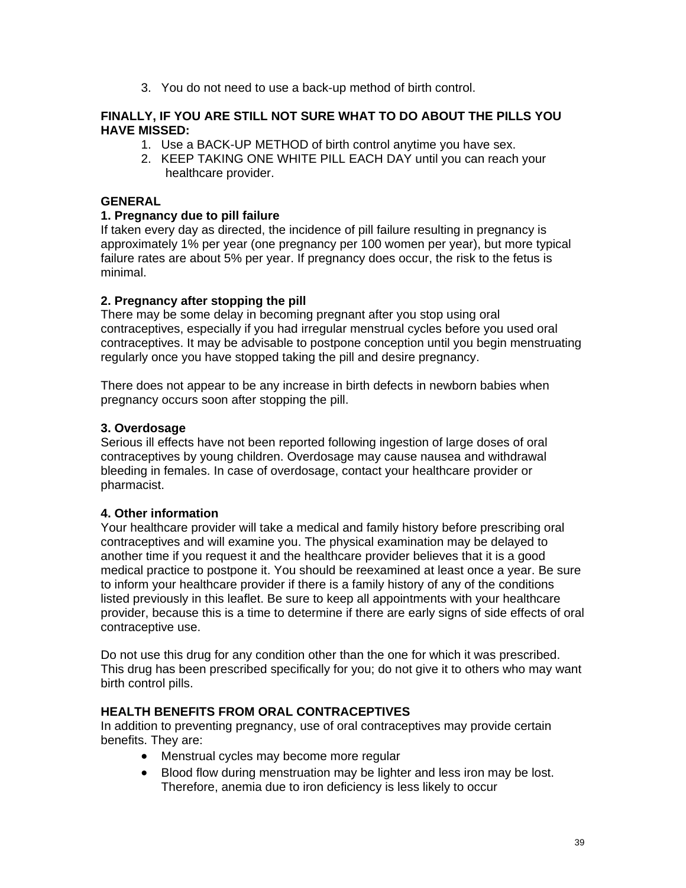3. You do not need to use a back-up method of birth control.

**FINALLY, IF YOU ARE STILL NOT SURE WHAT TO DO ABOUT THE PILLS YOU HAVE MISSED:**

1. Use a BACK-UP METHOD of birth control anytime you have sex.
2. KEEP TAKING ONE WHITE PILL EACH DAY until you can reach your healthcare provider.

**GENERAL**

**1. Pregnancy due to pill failure**

If taken every day as directed, the incidence of pill failure resulting in pregnancy is approximately 1% per year (one pregnancy per 100 women per year), but more typical failure rates are about 5% per year. If pregnancy does occur, the risk to the fetus is minimal.

**2. Pregnancy after stopping the pill**

There may be some delay in becoming pregnant after you stop using oral contraceptives, especially if you had irregular menstrual cycles before you used oral contraceptives. It may be advisable to postpone conception until you begin menstruating regularly once you have stopped taking the pill and desire pregnancy.

There does not appear to be any increase in birth defects in newborn babies when pregnancy occurs soon after stopping the pill.

**3. Overdosage**

Serious ill effects have not been reported following ingestion of large doses of oral contraceptives by young children. Overdosage may cause nausea and withdrawal bleeding in females. In case of overdosage, contact your healthcare provider or pharmacist.

**4. Other information**

Your healthcare provider will take a medical and family history before prescribing oral contraceptives and will examine you. The physical examination may be delayed to another time if you request it and the healthcare provider believes that it is a good medical practice to postpone it. You should be reexamined at least once a year. Be sure to inform your healthcare provider if there is a family history of any of the conditions listed previously in this leaflet. Be sure to keep all appointments with your healthcare provider, because this is a time to determine if there are early signs of side effects of oral contraceptive use.

Do not use this drug for any condition other than the one for which it was prescribed. This drug has been prescribed specifically for you; do not give it to others who may want birth control pills.

**HEALTH BENEFITS FROM ORAL CONTRACEPTIVES**

In addition to preventing pregnancy, use of oral contraceptives may provide certain benefits. They are:

- Menstrual cycles may become more regular
- Blood flow during menstruation may be lighter and less iron may be lost. Therefore, anemia due to iron deficiency is less likely to occur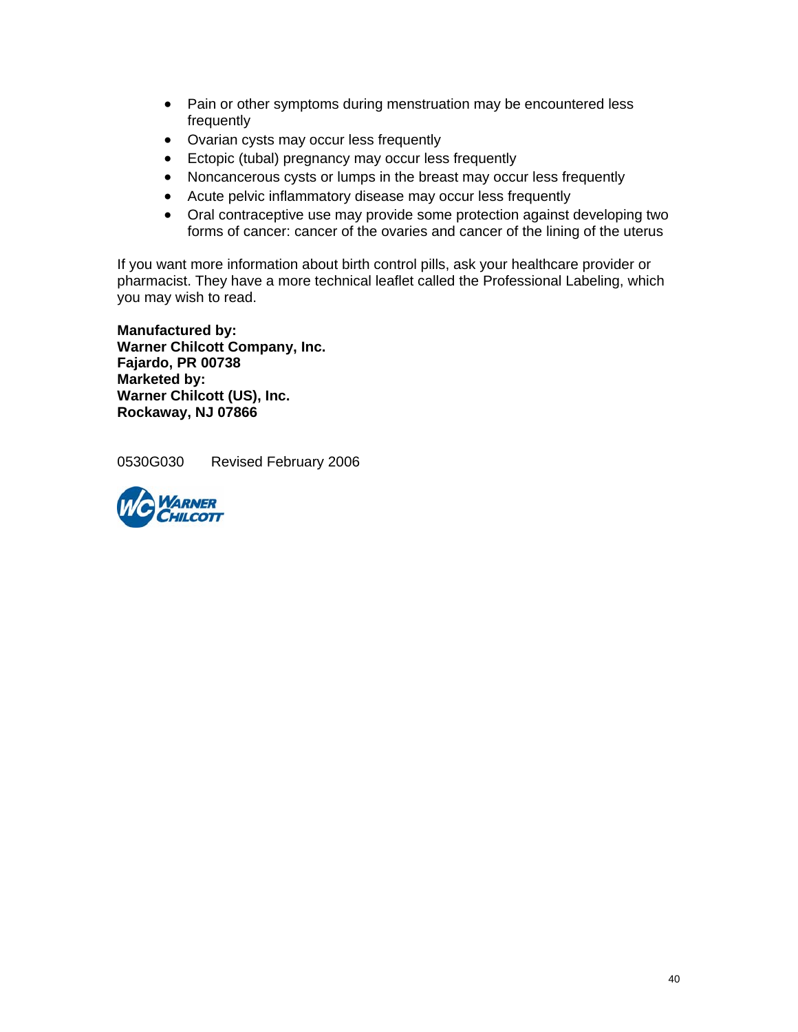- Pain or other symptoms during menstruation may be encountered less frequently
- Ovarian cysts may occur less frequently
- Ectopic (tubal) pregnancy may occur less frequently
- Noncancerous cysts or lumps in the breast may occur less frequently
- Acute pelvic inflammatory disease may occur less frequently
- Oral contraceptive use may provide some protection against developing two forms of cancer: cancer of the ovaries and cancer of the lining of the uterus

If you want more information about birth control pills, ask your healthcare provider or pharmacist. They have a more technical leaflet called the Professional Labeling, which you may wish to read.

**Manufactured by:**
**Warner Chilcott Company, Inc.**
**Fajardo, PR 00738**
**Marketed by:**
**Warner Chilcott (US), Inc.**
**Rockaway, NJ 07866**

0530G030    Revised February 2006

WARNER CHILCOTT